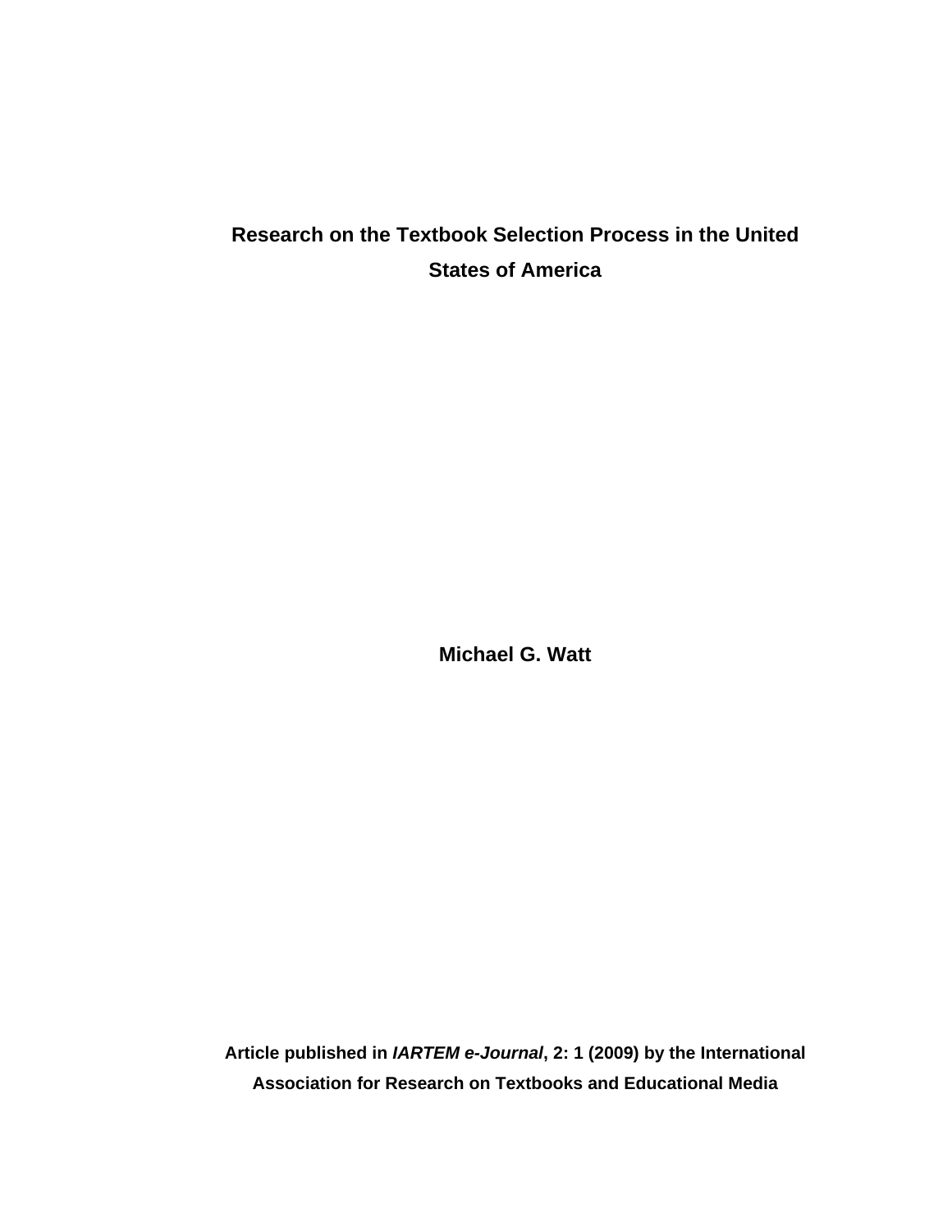# Research on the Textbook Selection Process in the United States of America

**Michael G. Watt**

**Article published in *IARTEM e-Journal*, 2: 1 (2009) by the International Association for Research on Textbooks and Educational Media**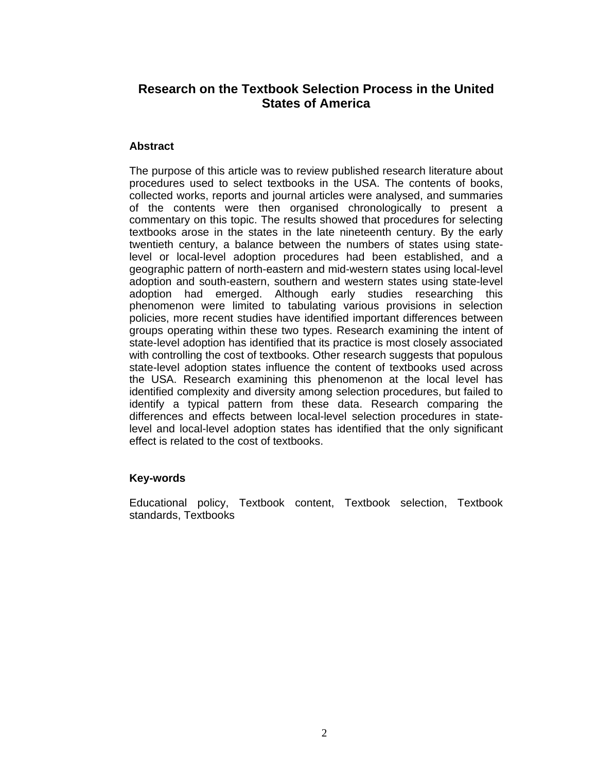# Research on the Textbook Selection Process in the United States of America

## Abstract

The purpose of this article was to review published research literature about procedures used to select textbooks in the USA. The contents of books, collected works, reports and journal articles were analysed, and summaries of the contents were then organised chronologically to present a commentary on this topic. The results showed that procedures for selecting textbooks arose in the states in the late nineteenth century. By the early twentieth century, a balance between the numbers of states using state-level or local-level adoption procedures had been established, and a geographic pattern of north-eastern and mid-western states using local-level adoption and south-eastern, southern and western states using state-level adoption had emerged. Although early studies researching this phenomenon were limited to tabulating various provisions in selection policies, more recent studies have identified important differences between groups operating within these two types. Research examining the intent of state-level adoption has identified that its practice is most closely associated with controlling the cost of textbooks. Other research suggests that populous state-level adoption states influence the content of textbooks used across the USA. Research examining this phenomenon at the local level has identified complexity and diversity among selection procedures, but failed to identify a typical pattern from these data. Research comparing the differences and effects between local-level selection procedures in state-level and local-level adoption states has identified that the only significant effect is related to the cost of textbooks.

## Key-words

Educational policy, Textbook content, Textbook selection, Textbook standards, Textbooks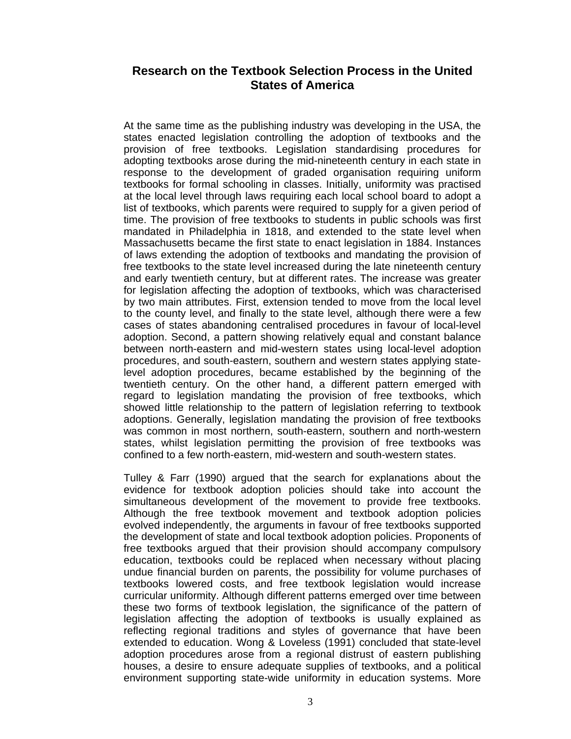## Research on the Textbook Selection Process in the United States of America

At the same time as the publishing industry was developing in the USA, the states enacted legislation controlling the adoption of textbooks and the provision of free textbooks. Legislation standardising procedures for adopting textbooks arose during the mid-nineteenth century in each state in response to the development of graded organisation requiring uniform textbooks for formal schooling in classes. Initially, uniformity was practised at the local level through laws requiring each local school board to adopt a list of textbooks, which parents were required to supply for a given period of time. The provision of free textbooks to students in public schools was first mandated in Philadelphia in 1818, and extended to the state level when Massachusetts became the first state to enact legislation in 1884. Instances of laws extending the adoption of textbooks and mandating the provision of free textbooks to the state level increased during the late nineteenth century and early twentieth century, but at different rates. The increase was greater for legislation affecting the adoption of textbooks, which was characterised by two main attributes. First, extension tended to move from the local level to the county level, and finally to the state level, although there were a few cases of states abandoning centralised procedures in favour of local-level adoption. Second, a pattern showing relatively equal and constant balance between north-eastern and mid-western states using local-level adoption procedures, and south-eastern, southern and western states applying state-level adoption procedures, became established by the beginning of the twentieth century. On the other hand, a different pattern emerged with regard to legislation mandating the provision of free textbooks, which showed little relationship to the pattern of legislation referring to textbook adoptions. Generally, legislation mandating the provision of free textbooks was common in most northern, south-eastern, southern and north-western states, whilst legislation permitting the provision of free textbooks was confined to a few north-eastern, mid-western and south-western states.

Tulley & Farr (1990) argued that the search for explanations about the evidence for textbook adoption policies should take into account the simultaneous development of the movement to provide free textbooks. Although the free textbook movement and textbook adoption policies evolved independently, the arguments in favour of free textbooks supported the development of state and local textbook adoption policies. Proponents of free textbooks argued that their provision should accompany compulsory education, textbooks could be replaced when necessary without placing undue financial burden on parents, the possibility for volume purchases of textbooks lowered costs, and free textbook legislation would increase curricular uniformity. Although different patterns emerged over time between these two forms of textbook legislation, the significance of the pattern of legislation affecting the adoption of textbooks is usually explained as reflecting regional traditions and styles of governance that have been extended to education. Wong & Loveless (1991) concluded that state-level adoption procedures arose from a regional distrust of eastern publishing houses, a desire to ensure adequate supplies of textbooks, and a political environment supporting state-wide uniformity in education systems. More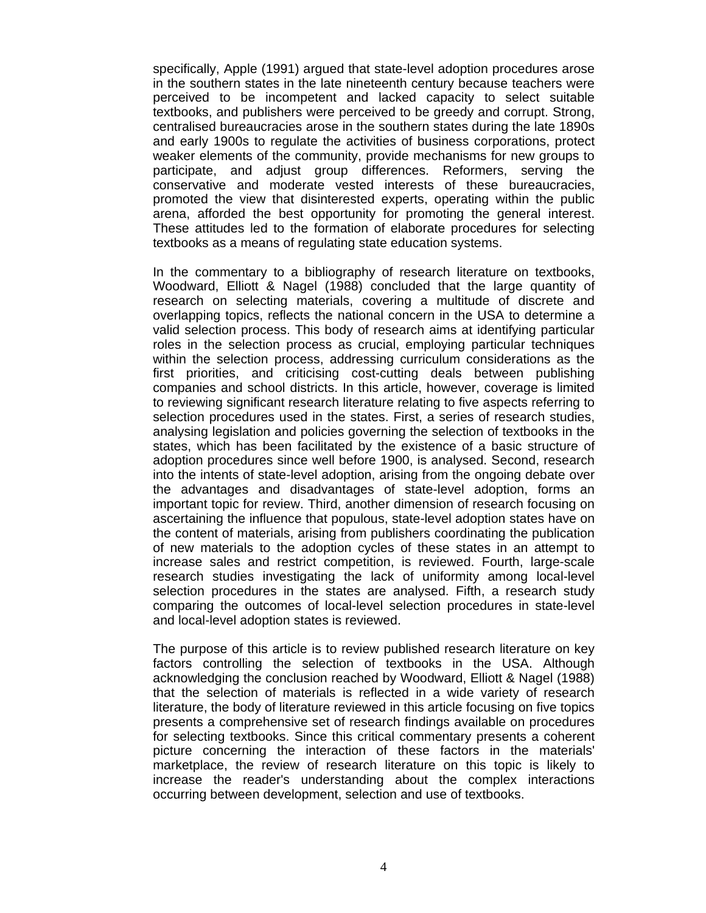specifically, Apple (1991) argued that state-level adoption procedures arose in the southern states in the late nineteenth century because teachers were perceived to be incompetent and lacked capacity to select suitable textbooks, and publishers were perceived to be greedy and corrupt. Strong, centralised bureaucracies arose in the southern states during the late 1890s and early 1900s to regulate the activities of business corporations, protect weaker elements of the community, provide mechanisms for new groups to participate, and adjust group differences. Reformers, serving the conservative and moderate vested interests of these bureaucracies, promoted the view that disinterested experts, operating within the public arena, afforded the best opportunity for promoting the general interest. These attitudes led to the formation of elaborate procedures for selecting textbooks as a means of regulating state education systems.

In the commentary to a bibliography of research literature on textbooks, Woodward, Elliott & Nagel (1988) concluded that the large quantity of research on selecting materials, covering a multitude of discrete and overlapping topics, reflects the national concern in the USA to determine a valid selection process. This body of research aims at identifying particular roles in the selection process as crucial, employing particular techniques within the selection process, addressing curriculum considerations as the first priorities, and criticising cost-cutting deals between publishing companies and school districts. In this article, however, coverage is limited to reviewing significant research literature relating to five aspects referring to selection procedures used in the states. First, a series of research studies, analysing legislation and policies governing the selection of textbooks in the states, which has been facilitated by the existence of a basic structure of adoption procedures since well before 1900, is analysed. Second, research into the intents of state-level adoption, arising from the ongoing debate over the advantages and disadvantages of state-level adoption, forms an important topic for review. Third, another dimension of research focusing on ascertaining the influence that populous, state-level adoption states have on the content of materials, arising from publishers coordinating the publication of new materials to the adoption cycles of these states in an attempt to increase sales and restrict competition, is reviewed. Fourth, large-scale research studies investigating the lack of uniformity among local-level selection procedures in the states are analysed. Fifth, a research study comparing the outcomes of local-level selection procedures in state-level and local-level adoption states is reviewed.

The purpose of this article is to review published research literature on key factors controlling the selection of textbooks in the USA. Although acknowledging the conclusion reached by Woodward, Elliott & Nagel (1988) that the selection of materials is reflected in a wide variety of research literature, the body of literature reviewed in this article focusing on five topics presents a comprehensive set of research findings available on procedures for selecting textbooks. Since this critical commentary presents a coherent picture concerning the interaction of these factors in the materials' marketplace, the review of research literature on this topic is likely to increase the reader's understanding about the complex interactions occurring between development, selection and use of textbooks.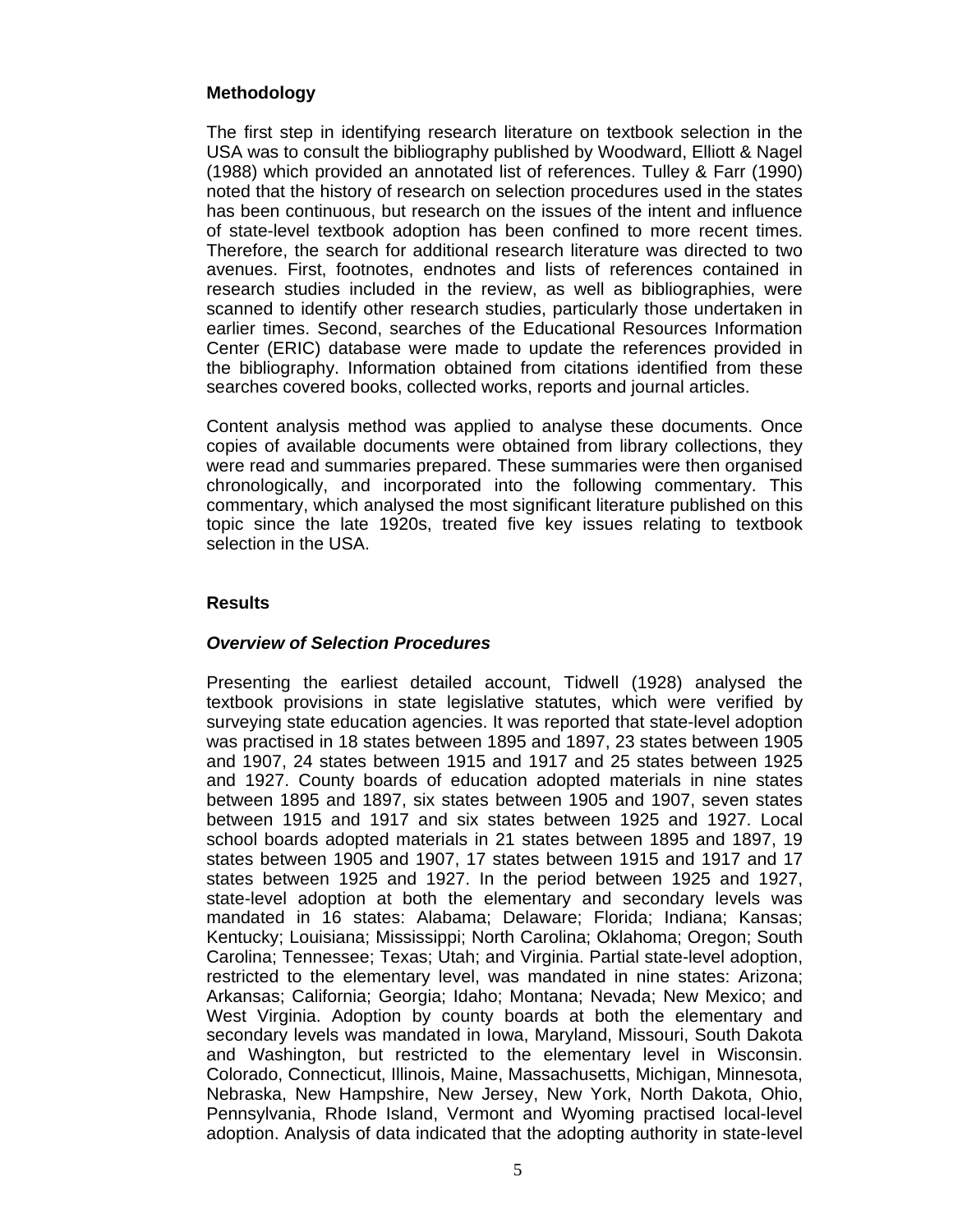## Methodology

The first step in identifying research literature on textbook selection in the USA was to consult the bibliography published by Woodward, Elliott & Nagel (1988) which provided an annotated list of references. Tulley & Farr (1990) noted that the history of research on selection procedures used in the states has been continuous, but research on the issues of the intent and influence of state-level textbook adoption has been confined to more recent times. Therefore, the search for additional research literature was directed to two avenues. First, footnotes, endnotes and lists of references contained in research studies included in the review, as well as bibliographies, were scanned to identify other research studies, particularly those undertaken in earlier times. Second, searches of the Educational Resources Information Center (ERIC) database were made to update the references provided in the bibliography. Information obtained from citations identified from these searches covered books, collected works, reports and journal articles.

Content analysis method was applied to analyse these documents. Once copies of available documents were obtained from library collections, they were read and summaries prepared. These summaries were then organised chronologically, and incorporated into the following commentary. This commentary, which analysed the most significant literature published on this topic since the late 1920s, treated five key issues relating to textbook selection in the USA.

## Results

### *Overview of Selection Procedures*

Presenting the earliest detailed account, Tidwell (1928) analysed the textbook provisions in state legislative statutes, which were verified by surveying state education agencies. It was reported that state-level adoption was practised in 18 states between 1895 and 1897, 23 states between 1905 and 1907, 24 states between 1915 and 1917 and 25 states between 1925 and 1927. County boards of education adopted materials in nine states between 1895 and 1897, six states between 1905 and 1907, seven states between 1915 and 1917 and six states between 1925 and 1927. Local school boards adopted materials in 21 states between 1895 and 1897, 19 states between 1905 and 1907, 17 states between 1915 and 1917 and 17 states between 1925 and 1927. In the period between 1925 and 1927, state-level adoption at both the elementary and secondary levels was mandated in 16 states: Alabama; Delaware; Florida; Indiana; Kansas; Kentucky; Louisiana; Mississippi; North Carolina; Oklahoma; Oregon; South Carolina; Tennessee; Texas; Utah; and Virginia. Partial state-level adoption, restricted to the elementary level, was mandated in nine states: Arizona; Arkansas; California; Georgia; Idaho; Montana; Nevada; New Mexico; and West Virginia. Adoption by county boards at both the elementary and secondary levels was mandated in Iowa, Maryland, Missouri, South Dakota and Washington, but restricted to the elementary level in Wisconsin. Colorado, Connecticut, Illinois, Maine, Massachusetts, Michigan, Minnesota, Nebraska, New Hampshire, New Jersey, New York, North Dakota, Ohio, Pennsylvania, Rhode Island, Vermont and Wyoming practised local-level adoption. Analysis of data indicated that the adopting authority in state-level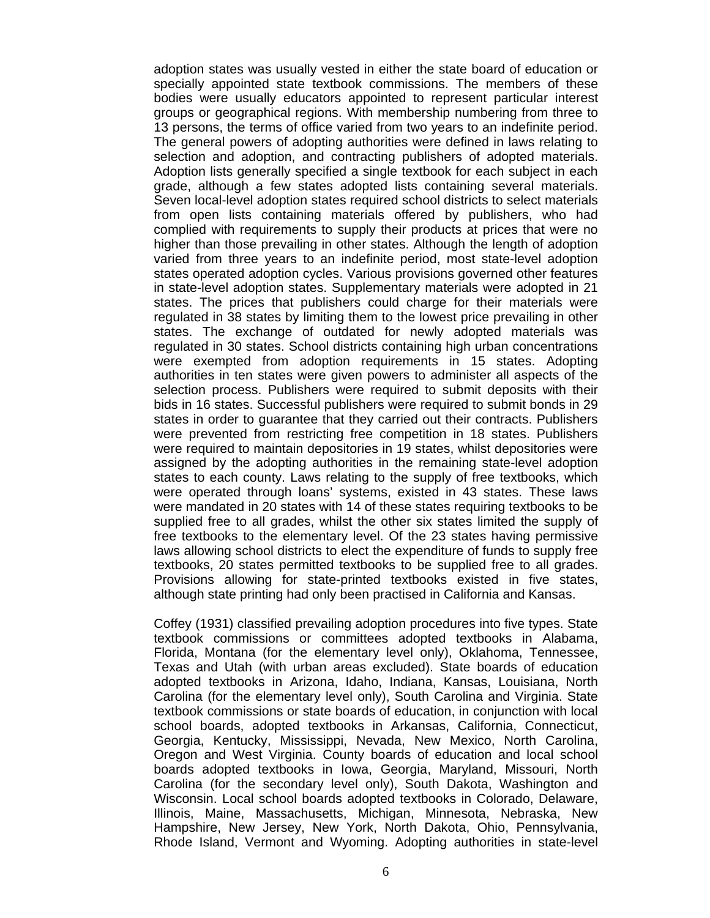adoption states was usually vested in either the state board of education or specially appointed state textbook commissions. The members of these bodies were usually educators appointed to represent particular interest groups or geographical regions. With membership numbering from three to 13 persons, the terms of office varied from two years to an indefinite period. The general powers of adopting authorities were defined in laws relating to selection and adoption, and contracting publishers of adopted materials. Adoption lists generally specified a single textbook for each subject in each grade, although a few states adopted lists containing several materials. Seven local-level adoption states required school districts to select materials from open lists containing materials offered by publishers, who had complied with requirements to supply their products at prices that were no higher than those prevailing in other states. Although the length of adoption varied from three years to an indefinite period, most state-level adoption states operated adoption cycles. Various provisions governed other features in state-level adoption states. Supplementary materials were adopted in 21 states. The prices that publishers could charge for their materials were regulated in 38 states by limiting them to the lowest price prevailing in other states. The exchange of outdated for newly adopted materials was regulated in 30 states. School districts containing high urban concentrations were exempted from adoption requirements in 15 states. Adopting authorities in ten states were given powers to administer all aspects of the selection process. Publishers were required to submit deposits with their bids in 16 states. Successful publishers were required to submit bonds in 29 states in order to guarantee that they carried out their contracts. Publishers were prevented from restricting free competition in 18 states. Publishers were required to maintain depositories in 19 states, whilst depositories were assigned by the adopting authorities in the remaining state-level adoption states to each county. Laws relating to the supply of free textbooks, which were operated through loans' systems, existed in 43 states. These laws were mandated in 20 states with 14 of these states requiring textbooks to be supplied free to all grades, whilst the other six states limited the supply of free textbooks to the elementary level. Of the 23 states having permissive laws allowing school districts to elect the expenditure of funds to supply free textbooks, 20 states permitted textbooks to be supplied free to all grades. Provisions allowing for state-printed textbooks existed in five states, although state printing had only been practised in California and Kansas.

Coffey (1931) classified prevailing adoption procedures into five types. State textbook commissions or committees adopted textbooks in Alabama, Florida, Montana (for the elementary level only), Oklahoma, Tennessee, Texas and Utah (with urban areas excluded). State boards of education adopted textbooks in Arizona, Idaho, Indiana, Kansas, Louisiana, North Carolina (for the elementary level only), South Carolina and Virginia. State textbook commissions or state boards of education, in conjunction with local school boards, adopted textbooks in Arkansas, California, Connecticut, Georgia, Kentucky, Mississippi, Nevada, New Mexico, North Carolina, Oregon and West Virginia. County boards of education and local school boards adopted textbooks in Iowa, Georgia, Maryland, Missouri, North Carolina (for the secondary level only), South Dakota, Washington and Wisconsin. Local school boards adopted textbooks in Colorado, Delaware, Illinois, Maine, Massachusetts, Michigan, Minnesota, Nebraska, New Hampshire, New Jersey, New York, North Dakota, Ohio, Pennsylvania, Rhode Island, Vermont and Wyoming. Adopting authorities in state-level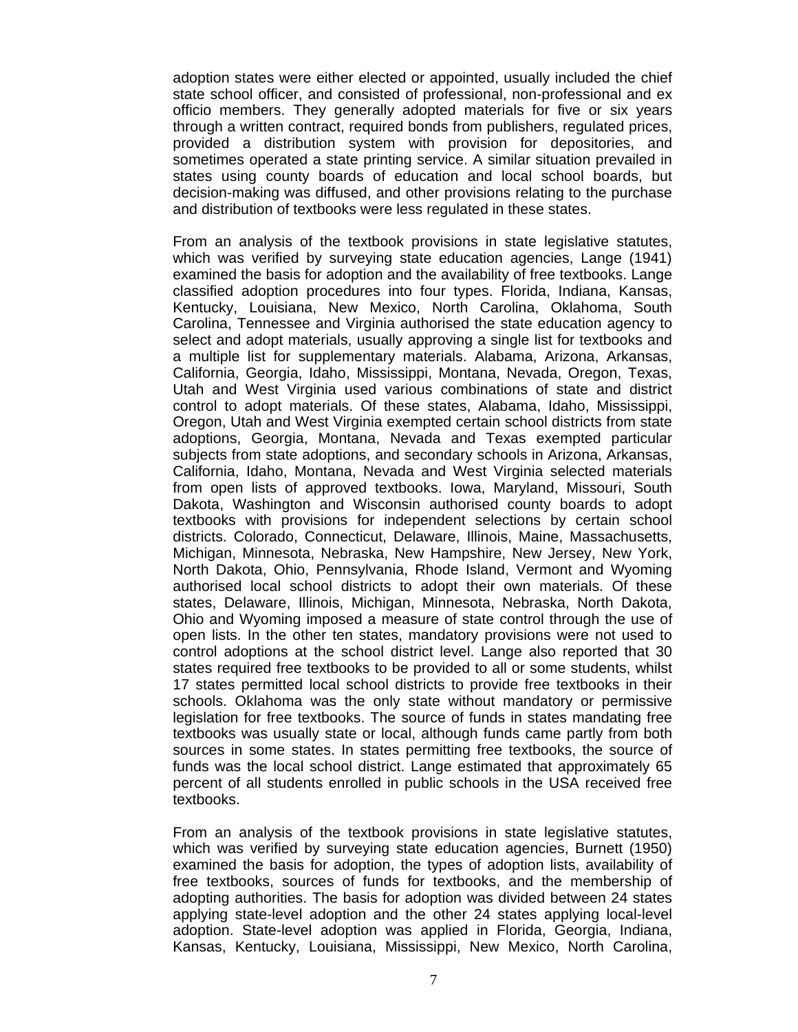adoption states were either elected or appointed, usually included the chief state school officer, and consisted of professional, non-professional and ex officio members. They generally adopted materials for five or six years through a written contract, required bonds from publishers, regulated prices, provided a distribution system with provision for depositories, and sometimes operated a state printing service. A similar situation prevailed in states using county boards of education and local school boards, but decision-making was diffused, and other provisions relating to the purchase and distribution of textbooks were less regulated in these states.

From an analysis of the textbook provisions in state legislative statutes, which was verified by surveying state education agencies, Lange (1941) examined the basis for adoption and the availability of free textbooks. Lange classified adoption procedures into four types. Florida, Indiana, Kansas, Kentucky, Louisiana, New Mexico, North Carolina, Oklahoma, South Carolina, Tennessee and Virginia authorised the state education agency to select and adopt materials, usually approving a single list for textbooks and a multiple list for supplementary materials. Alabama, Arizona, Arkansas, California, Georgia, Idaho, Mississippi, Montana, Nevada, Oregon, Texas, Utah and West Virginia used various combinations of state and district control to adopt materials. Of these states, Alabama, Idaho, Mississippi, Oregon, Utah and West Virginia exempted certain school districts from state adoptions, Georgia, Montana, Nevada and Texas exempted particular subjects from state adoptions, and secondary schools in Arizona, Arkansas, California, Idaho, Montana, Nevada and West Virginia selected materials from open lists of approved textbooks. Iowa, Maryland, Missouri, South Dakota, Washington and Wisconsin authorised county boards to adopt textbooks with provisions for independent selections by certain school districts. Colorado, Connecticut, Delaware, Illinois, Maine, Massachusetts, Michigan, Minnesota, Nebraska, New Hampshire, New Jersey, New York, North Dakota, Ohio, Pennsylvania, Rhode Island, Vermont and Wyoming authorised local school districts to adopt their own materials. Of these states, Delaware, Illinois, Michigan, Minnesota, Nebraska, North Dakota, Ohio and Wyoming imposed a measure of state control through the use of open lists. In the other ten states, mandatory provisions were not used to control adoptions at the school district level. Lange also reported that 30 states required free textbooks to be provided to all or some students, whilst 17 states permitted local school districts to provide free textbooks in their schools. Oklahoma was the only state without mandatory or permissive legislation for free textbooks. The source of funds in states mandating free textbooks was usually state or local, although funds came partly from both sources in some states. In states permitting free textbooks, the source of funds was the local school district. Lange estimated that approximately 65 percent of all students enrolled in public schools in the USA received free textbooks.

From an analysis of the textbook provisions in state legislative statutes, which was verified by surveying state education agencies, Burnett (1950) examined the basis for adoption, the types of adoption lists, availability of free textbooks, sources of funds for textbooks, and the membership of adopting authorities. The basis for adoption was divided between 24 states applying state-level adoption and the other 24 states applying local-level adoption. State-level adoption was applied in Florida, Georgia, Indiana, Kansas, Kentucky, Louisiana, Mississippi, New Mexico, North Carolina,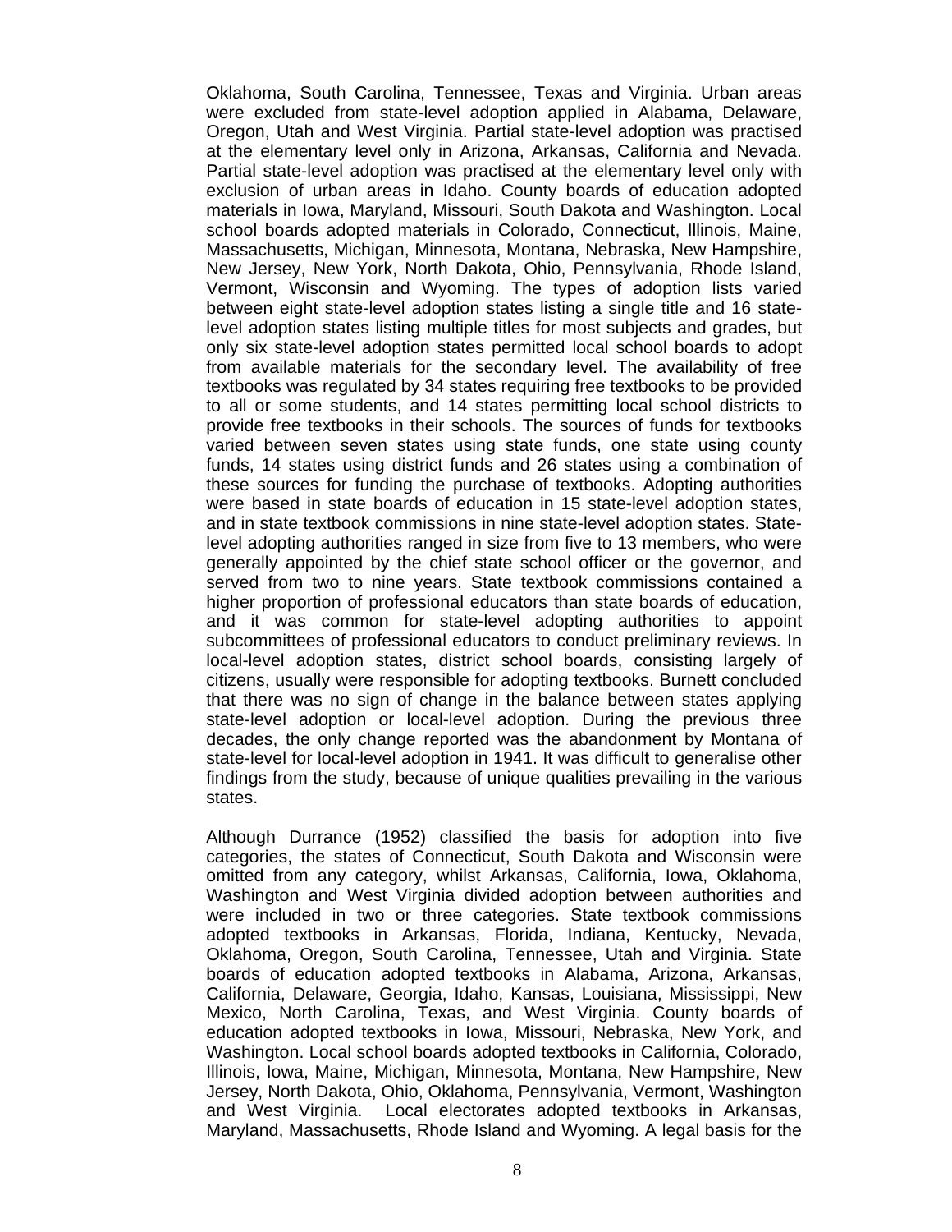Oklahoma, South Carolina, Tennessee, Texas and Virginia. Urban areas were excluded from state-level adoption applied in Alabama, Delaware, Oregon, Utah and West Virginia. Partial state-level adoption was practised at the elementary level only in Arizona, Arkansas, California and Nevada. Partial state-level adoption was practised at the elementary level only with exclusion of urban areas in Idaho. County boards of education adopted materials in Iowa, Maryland, Missouri, South Dakota and Washington. Local school boards adopted materials in Colorado, Connecticut, Illinois, Maine, Massachusetts, Michigan, Minnesota, Montana, Nebraska, New Hampshire, New Jersey, New York, North Dakota, Ohio, Pennsylvania, Rhode Island, Vermont, Wisconsin and Wyoming. The types of adoption lists varied between eight state-level adoption states listing a single title and 16 state-level adoption states listing multiple titles for most subjects and grades, but only six state-level adoption states permitted local school boards to adopt from available materials for the secondary level. The availability of free textbooks was regulated by 34 states requiring free textbooks to be provided to all or some students, and 14 states permitting local school districts to provide free textbooks in their schools. The sources of funds for textbooks varied between seven states using state funds, one state using county funds, 14 states using district funds and 26 states using a combination of these sources for funding the purchase of textbooks. Adopting authorities were based in state boards of education in 15 state-level adoption states, and in state textbook commissions in nine state-level adoption states. State-level adopting authorities ranged in size from five to 13 members, who were generally appointed by the chief state school officer or the governor, and served from two to nine years. State textbook commissions contained a higher proportion of professional educators than state boards of education, and it was common for state-level adopting authorities to appoint subcommittees of professional educators to conduct preliminary reviews. In local-level adoption states, district school boards, consisting largely of citizens, usually were responsible for adopting textbooks. Burnett concluded that there was no sign of change in the balance between states applying state-level adoption or local-level adoption. During the previous three decades, the only change reported was the abandonment by Montana of state-level for local-level adoption in 1941. It was difficult to generalise other findings from the study, because of unique qualities prevailing in the various states.

Although Durrance (1952) classified the basis for adoption into five categories, the states of Connecticut, South Dakota and Wisconsin were omitted from any category, whilst Arkansas, California, Iowa, Oklahoma, Washington and West Virginia divided adoption between authorities and were included in two or three categories. State textbook commissions adopted textbooks in Arkansas, Florida, Indiana, Kentucky, Nevada, Oklahoma, Oregon, South Carolina, Tennessee, Utah and Virginia. State boards of education adopted textbooks in Alabama, Arizona, Arkansas, California, Delaware, Georgia, Idaho, Kansas, Louisiana, Mississippi, New Mexico, North Carolina, Texas, and West Virginia. County boards of education adopted textbooks in Iowa, Missouri, Nebraska, New York, and Washington. Local school boards adopted textbooks in California, Colorado, Illinois, Iowa, Maine, Michigan, Minnesota, Montana, New Hampshire, New Jersey, North Dakota, Ohio, Oklahoma, Pennsylvania, Vermont, Washington and West Virginia. Local electorates adopted textbooks in Arkansas, Maryland, Massachusetts, Rhode Island and Wyoming. A legal basis for the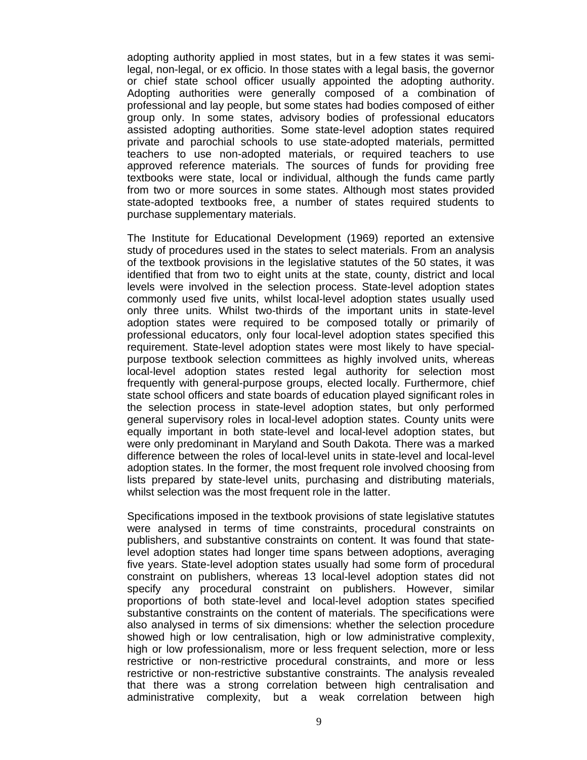adopting authority applied in most states, but in a few states it was semi-legal, non-legal, or ex officio. In those states with a legal basis, the governor or chief state school officer usually appointed the adopting authority. Adopting authorities were generally composed of a combination of professional and lay people, but some states had bodies composed of either group only. In some states, advisory bodies of professional educators assisted adopting authorities. Some state-level adoption states required private and parochial schools to use state-adopted materials, permitted teachers to use non-adopted materials, or required teachers to use approved reference materials. The sources of funds for providing free textbooks were state, local or individual, although the funds came partly from two or more sources in some states. Although most states provided state-adopted textbooks free, a number of states required students to purchase supplementary materials.

The Institute for Educational Development (1969) reported an extensive study of procedures used in the states to select materials. From an analysis of the textbook provisions in the legislative statutes of the 50 states, it was identified that from two to eight units at the state, county, district and local levels were involved in the selection process. State-level adoption states commonly used five units, whilst local-level adoption states usually used only three units. Whilst two-thirds of the important units in state-level adoption states were required to be composed totally or primarily of professional educators, only four local-level adoption states specified this requirement. State-level adoption states were most likely to have special-purpose textbook selection committees as highly involved units, whereas local-level adoption states rested legal authority for selection most frequently with general-purpose groups, elected locally. Furthermore, chief state school officers and state boards of education played significant roles in the selection process in state-level adoption states, but only performed general supervisory roles in local-level adoption states. County units were equally important in both state-level and local-level adoption states, but were only predominant in Maryland and South Dakota. There was a marked difference between the roles of local-level units in state-level and local-level adoption states. In the former, the most frequent role involved choosing from lists prepared by state-level units, purchasing and distributing materials, whilst selection was the most frequent role in the latter.

Specifications imposed in the textbook provisions of state legislative statutes were analysed in terms of time constraints, procedural constraints on publishers, and substantive constraints on content. It was found that state-level adoption states had longer time spans between adoptions, averaging five years. State-level adoption states usually had some form of procedural constraint on publishers, whereas 13 local-level adoption states did not specify any procedural constraint on publishers. However, similar proportions of both state-level and local-level adoption states specified substantive constraints on the content of materials. The specifications were also analysed in terms of six dimensions: whether the selection procedure showed high or low centralisation, high or low administrative complexity, high or low professionalism, more or less frequent selection, more or less restrictive or non-restrictive procedural constraints, and more or less restrictive or non-restrictive substantive constraints. The analysis revealed that there was a strong correlation between high centralisation and administrative complexity, but a weak correlation between high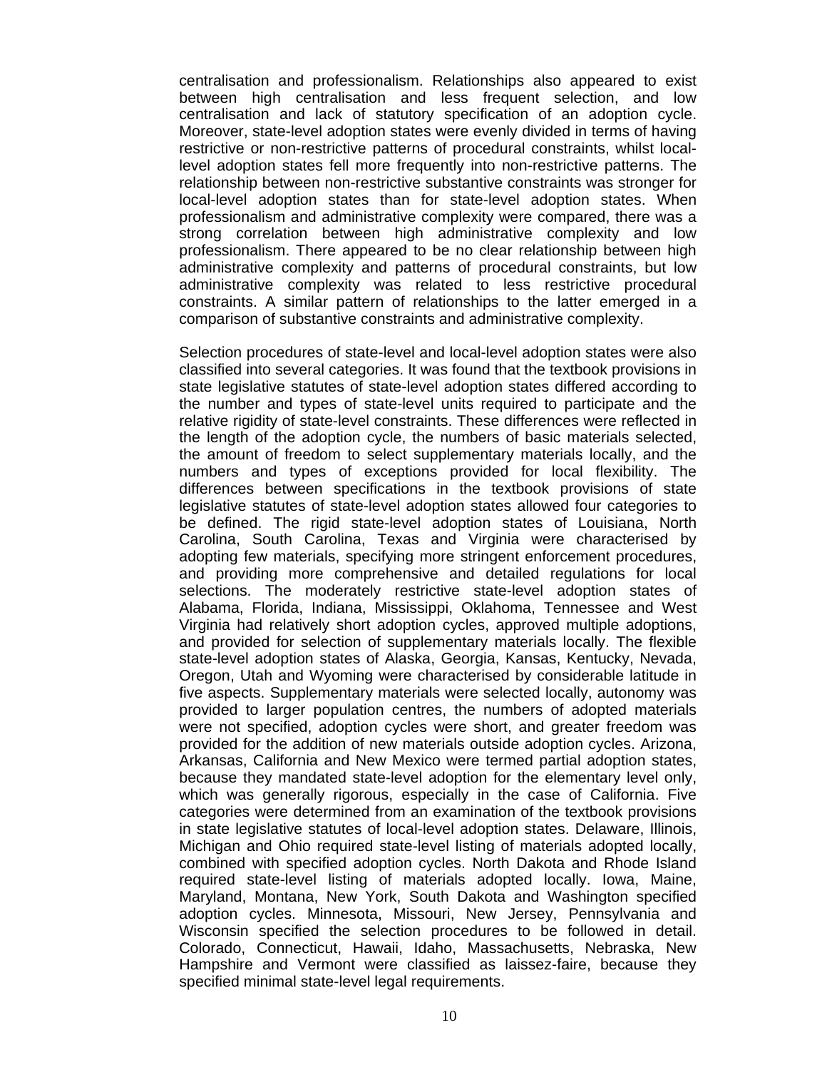centralisation and professionalism. Relationships also appeared to exist between high centralisation and less frequent selection, and low centralisation and lack of statutory specification of an adoption cycle. Moreover, state-level adoption states were evenly divided in terms of having restrictive or non-restrictive patterns of procedural constraints, whilst local-level adoption states fell more frequently into non-restrictive patterns. The relationship between non-restrictive substantive constraints was stronger for local-level adoption states than for state-level adoption states. When professionalism and administrative complexity were compared, there was a strong correlation between high administrative complexity and low professionalism. There appeared to be no clear relationship between high administrative complexity and patterns of procedural constraints, but low administrative complexity was related to less restrictive procedural constraints. A similar pattern of relationships to the latter emerged in a comparison of substantive constraints and administrative complexity.

Selection procedures of state-level and local-level adoption states were also classified into several categories. It was found that the textbook provisions in state legislative statutes of state-level adoption states differed according to the number and types of state-level units required to participate and the relative rigidity of state-level constraints. These differences were reflected in the length of the adoption cycle, the numbers of basic materials selected, the amount of freedom to select supplementary materials locally, and the numbers and types of exceptions provided for local flexibility. The differences between specifications in the textbook provisions of state legislative statutes of state-level adoption states allowed four categories to be defined. The rigid state-level adoption states of Louisiana, North Carolina, South Carolina, Texas and Virginia were characterised by adopting few materials, specifying more stringent enforcement procedures, and providing more comprehensive and detailed regulations for local selections. The moderately restrictive state-level adoption states of Alabama, Florida, Indiana, Mississippi, Oklahoma, Tennessee and West Virginia had relatively short adoption cycles, approved multiple adoptions, and provided for selection of supplementary materials locally. The flexible state-level adoption states of Alaska, Georgia, Kansas, Kentucky, Nevada, Oregon, Utah and Wyoming were characterised by considerable latitude in five aspects. Supplementary materials were selected locally, autonomy was provided to larger population centres, the numbers of adopted materials were not specified, adoption cycles were short, and greater freedom was provided for the addition of new materials outside adoption cycles. Arizona, Arkansas, California and New Mexico were termed partial adoption states, because they mandated state-level adoption for the elementary level only, which was generally rigorous, especially in the case of California. Five categories were determined from an examination of the textbook provisions in state legislative statutes of local-level adoption states. Delaware, Illinois, Michigan and Ohio required state-level listing of materials adopted locally, combined with specified adoption cycles. North Dakota and Rhode Island required state-level listing of materials adopted locally. Iowa, Maine, Maryland, Montana, New York, South Dakota and Washington specified adoption cycles. Minnesota, Missouri, New Jersey, Pennsylvania and Wisconsin specified the selection procedures to be followed in detail. Colorado, Connecticut, Hawaii, Idaho, Massachusetts, Nebraska, New Hampshire and Vermont were classified as laissez-faire, because they specified minimal state-level legal requirements.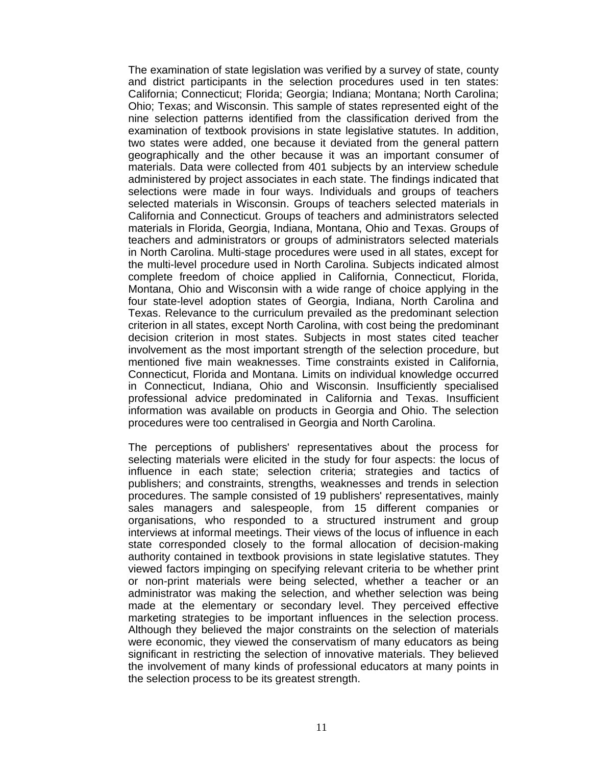The examination of state legislation was verified by a survey of state, county and district participants in the selection procedures used in ten states: California; Connecticut; Florida; Georgia; Indiana; Montana; North Carolina; Ohio; Texas; and Wisconsin. This sample of states represented eight of the nine selection patterns identified from the classification derived from the examination of textbook provisions in state legislative statutes. In addition, two states were added, one because it deviated from the general pattern geographically and the other because it was an important consumer of materials. Data were collected from 401 subjects by an interview schedule administered by project associates in each state. The findings indicated that selections were made in four ways. Individuals and groups of teachers selected materials in Wisconsin. Groups of teachers selected materials in California and Connecticut. Groups of teachers and administrators selected materials in Florida, Georgia, Indiana, Montana, Ohio and Texas. Groups of teachers and administrators or groups of administrators selected materials in North Carolina. Multi-stage procedures were used in all states, except for the multi-level procedure used in North Carolina. Subjects indicated almost complete freedom of choice applied in California, Connecticut, Florida, Montana, Ohio and Wisconsin with a wide range of choice applying in the four state-level adoption states of Georgia, Indiana, North Carolina and Texas. Relevance to the curriculum prevailed as the predominant selection criterion in all states, except North Carolina, with cost being the predominant decision criterion in most states. Subjects in most states cited teacher involvement as the most important strength of the selection procedure, but mentioned five main weaknesses. Time constraints existed in California, Connecticut, Florida and Montana. Limits on individual knowledge occurred in Connecticut, Indiana, Ohio and Wisconsin. Insufficiently specialised professional advice predominated in California and Texas. Insufficient information was available on products in Georgia and Ohio. The selection procedures were too centralised in Georgia and North Carolina.

The perceptions of publishers' representatives about the process for selecting materials were elicited in the study for four aspects: the locus of influence in each state; selection criteria; strategies and tactics of publishers; and constraints, strengths, weaknesses and trends in selection procedures. The sample consisted of 19 publishers' representatives, mainly sales managers and salespeople, from 15 different companies or organisations, who responded to a structured instrument and group interviews at informal meetings. Their views of the locus of influence in each state corresponded closely to the formal allocation of decision-making authority contained in textbook provisions in state legislative statutes. They viewed factors impinging on specifying relevant criteria to be whether print or non-print materials were being selected, whether a teacher or an administrator was making the selection, and whether selection was being made at the elementary or secondary level. They perceived effective marketing strategies to be important influences in the selection process. Although they believed the major constraints on the selection of materials were economic, they viewed the conservatism of many educators as being significant in restricting the selection of innovative materials. They believed the involvement of many kinds of professional educators at many points in the selection process to be its greatest strength.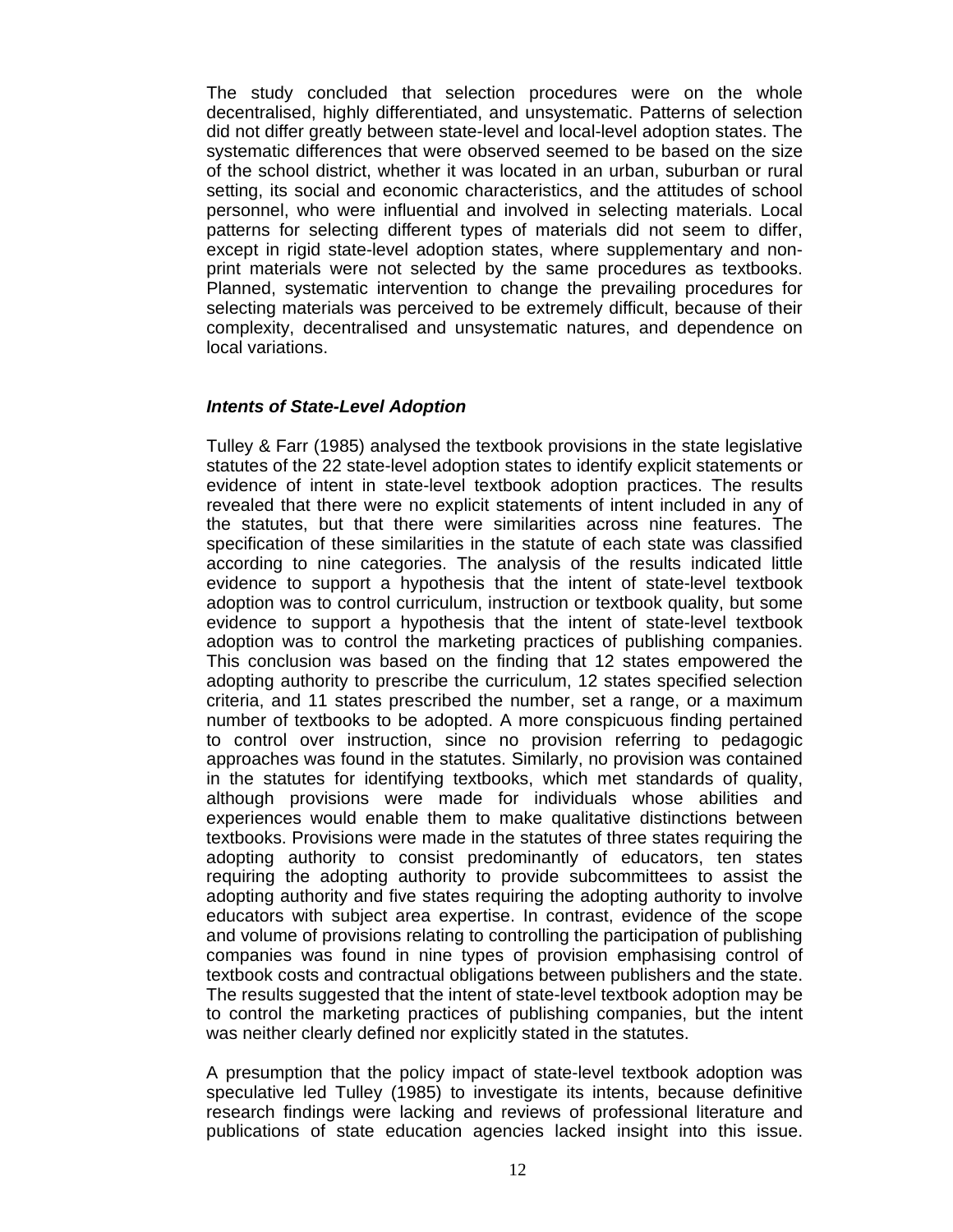The study concluded that selection procedures were on the whole decentralised, highly differentiated, and unsystematic. Patterns of selection did not differ greatly between state-level and local-level adoption states. The systematic differences that were observed seemed to be based on the size of the school district, whether it was located in an urban, suburban or rural setting, its social and economic characteristics, and the attitudes of school personnel, who were influential and involved in selecting materials. Local patterns for selecting different types of materials did not seem to differ, except in rigid state-level adoption states, where supplementary and non-print materials were not selected by the same procedures as textbooks. Planned, systematic intervention to change the prevailing procedures for selecting materials was perceived to be extremely difficult, because of their complexity, decentralised and unsystematic natures, and dependence on local variations.

### ***Intents of State-Level Adoption***

Tulley & Farr (1985) analysed the textbook provisions in the state legislative statutes of the 22 state-level adoption states to identify explicit statements or evidence of intent in state-level textbook adoption practices. The results revealed that there were no explicit statements of intent included in any of the statutes, but that there were similarities across nine features. The specification of these similarities in the statute of each state was classified according to nine categories. The analysis of the results indicated little evidence to support a hypothesis that the intent of state-level textbook adoption was to control curriculum, instruction or textbook quality, but some evidence to support a hypothesis that the intent of state-level textbook adoption was to control the marketing practices of publishing companies. This conclusion was based on the finding that 12 states empowered the adopting authority to prescribe the curriculum, 12 states specified selection criteria, and 11 states prescribed the number, set a range, or a maximum number of textbooks to be adopted. A more conspicuous finding pertained to control over instruction, since no provision referring to pedagogic approaches was found in the statutes. Similarly, no provision was contained in the statutes for identifying textbooks, which met standards of quality, although provisions were made for individuals whose abilities and experiences would enable them to make qualitative distinctions between textbooks. Provisions were made in the statutes of three states requiring the adopting authority to consist predominantly of educators, ten states requiring the adopting authority to provide subcommittees to assist the adopting authority and five states requiring the adopting authority to involve educators with subject area expertise. In contrast, evidence of the scope and volume of provisions relating to controlling the participation of publishing companies was found in nine types of provision emphasising control of textbook costs and contractual obligations between publishers and the state. The results suggested that the intent of state-level textbook adoption may be to control the marketing practices of publishing companies, but the intent was neither clearly defined nor explicitly stated in the statutes.

A presumption that the policy impact of state-level textbook adoption was speculative led Tulley (1985) to investigate its intents, because definitive research findings were lacking and reviews of professional literature and publications of state education agencies lacked insight into this issue.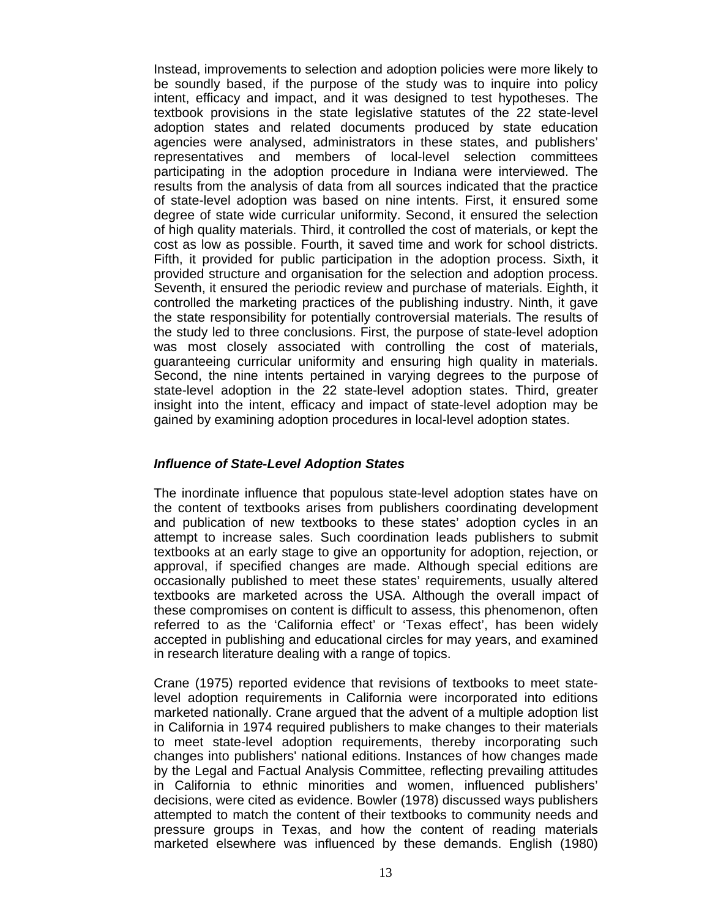Instead, improvements to selection and adoption policies were more likely to be soundly based, if the purpose of the study was to inquire into policy intent, efficacy and impact, and it was designed to test hypotheses. The textbook provisions in the state legislative statutes of the 22 state-level adoption states and related documents produced by state education agencies were analysed, administrators in these states, and publishers' representatives and members of local-level selection committees participating in the adoption procedure in Indiana were interviewed. The results from the analysis of data from all sources indicated that the practice of state-level adoption was based on nine intents. First, it ensured some degree of state wide curricular uniformity. Second, it ensured the selection of high quality materials. Third, it controlled the cost of materials, or kept the cost as low as possible. Fourth, it saved time and work for school districts. Fifth, it provided for public participation in the adoption process. Sixth, it provided structure and organisation for the selection and adoption process. Seventh, it ensured the periodic review and purchase of materials. Eighth, it controlled the marketing practices of the publishing industry. Ninth, it gave the state responsibility for potentially controversial materials. The results of the study led to three conclusions. First, the purpose of state-level adoption was most closely associated with controlling the cost of materials, guaranteeing curricular uniformity and ensuring high quality in materials. Second, the nine intents pertained in varying degrees to the purpose of state-level adoption in the 22 state-level adoption states. Third, greater insight into the intent, efficacy and impact of state-level adoption may be gained by examining adoption procedures in local-level adoption states.

### *Influence of State-Level Adoption States*

The inordinate influence that populous state-level adoption states have on the content of textbooks arises from publishers coordinating development and publication of new textbooks to these states' adoption cycles in an attempt to increase sales. Such coordination leads publishers to submit textbooks at an early stage to give an opportunity for adoption, rejection, or approval, if specified changes are made. Although special editions are occasionally published to meet these states' requirements, usually altered textbooks are marketed across the USA. Although the overall impact of these compromises on content is difficult to assess, this phenomenon, often referred to as the 'California effect' or 'Texas effect', has been widely accepted in publishing and educational circles for may years, and examined in research literature dealing with a range of topics.

Crane (1975) reported evidence that revisions of textbooks to meet state-level adoption requirements in California were incorporated into editions marketed nationally. Crane argued that the advent of a multiple adoption list in California in 1974 required publishers to make changes to their materials to meet state-level adoption requirements, thereby incorporating such changes into publishers' national editions. Instances of how changes made by the Legal and Factual Analysis Committee, reflecting prevailing attitudes in California to ethnic minorities and women, influenced publishers' decisions, were cited as evidence. Bowler (1978) discussed ways publishers attempted to match the content of their textbooks to community needs and pressure groups in Texas, and how the content of reading materials marketed elsewhere was influenced by these demands. English (1980)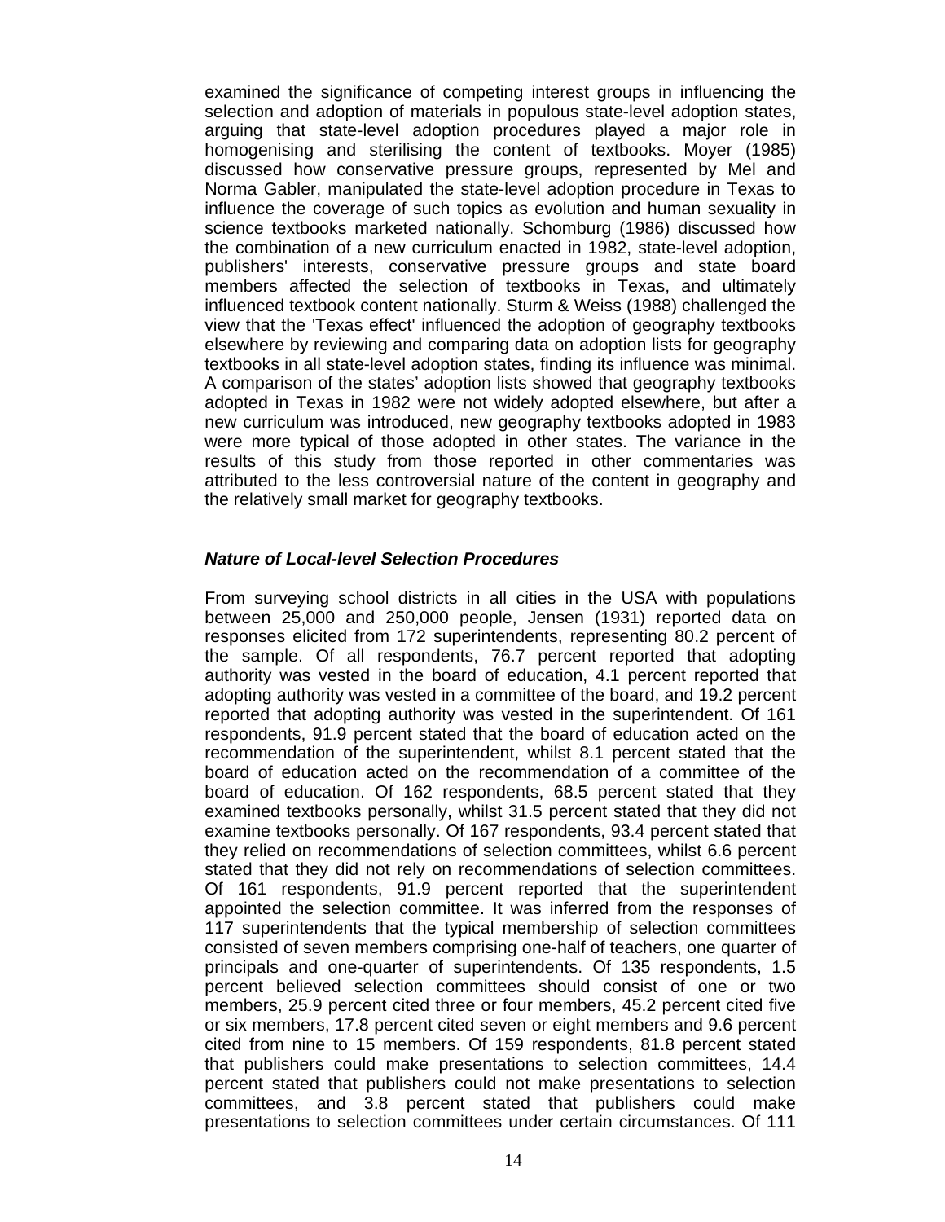examined the significance of competing interest groups in influencing the selection and adoption of materials in populous state-level adoption states, arguing that state-level adoption procedures played a major role in homogenising and sterilising the content of textbooks. Moyer (1985) discussed how conservative pressure groups, represented by Mel and Norma Gabler, manipulated the state-level adoption procedure in Texas to influence the coverage of such topics as evolution and human sexuality in science textbooks marketed nationally. Schomburg (1986) discussed how the combination of a new curriculum enacted in 1982, state-level adoption, publishers' interests, conservative pressure groups and state board members affected the selection of textbooks in Texas, and ultimately influenced textbook content nationally. Sturm & Weiss (1988) challenged the view that the 'Texas effect' influenced the adoption of geography textbooks elsewhere by reviewing and comparing data on adoption lists for geography textbooks in all state-level adoption states, finding its influence was minimal. A comparison of the states' adoption lists showed that geography textbooks adopted in Texas in 1982 were not widely adopted elsewhere, but after a new curriculum was introduced, new geography textbooks adopted in 1983 were more typical of those adopted in other states. The variance in the results of this study from those reported in other commentaries was attributed to the less controversial nature of the content in geography and the relatively small market for geography textbooks.

### *Nature of Local-level Selection Procedures*

From surveying school districts in all cities in the USA with populations between 25,000 and 250,000 people, Jensen (1931) reported data on responses elicited from 172 superintendents, representing 80.2 percent of the sample. Of all respondents, 76.7 percent reported that adopting authority was vested in the board of education, 4.1 percent reported that adopting authority was vested in a committee of the board, and 19.2 percent reported that adopting authority was vested in the superintendent. Of 161 respondents, 91.9 percent stated that the board of education acted on the recommendation of the superintendent, whilst 8.1 percent stated that the board of education acted on the recommendation of a committee of the board of education. Of 162 respondents, 68.5 percent stated that they examined textbooks personally, whilst 31.5 percent stated that they did not examine textbooks personally. Of 167 respondents, 93.4 percent stated that they relied on recommendations of selection committees, whilst 6.6 percent stated that they did not rely on recommendations of selection committees. Of 161 respondents, 91.9 percent reported that the superintendent appointed the selection committee. It was inferred from the responses of 117 superintendents that the typical membership of selection committees consisted of seven members comprising one-half of teachers, one quarter of principals and one-quarter of superintendents. Of 135 respondents, 1.5 percent believed selection committees should consist of one or two members, 25.9 percent cited three or four members, 45.2 percent cited five or six members, 17.8 percent cited seven or eight members and 9.6 percent cited from nine to 15 members. Of 159 respondents, 81.8 percent stated that publishers could make presentations to selection committees, 14.4 percent stated that publishers could not make presentations to selection committees, and 3.8 percent stated that publishers could make presentations to selection committees under certain circumstances. Of 111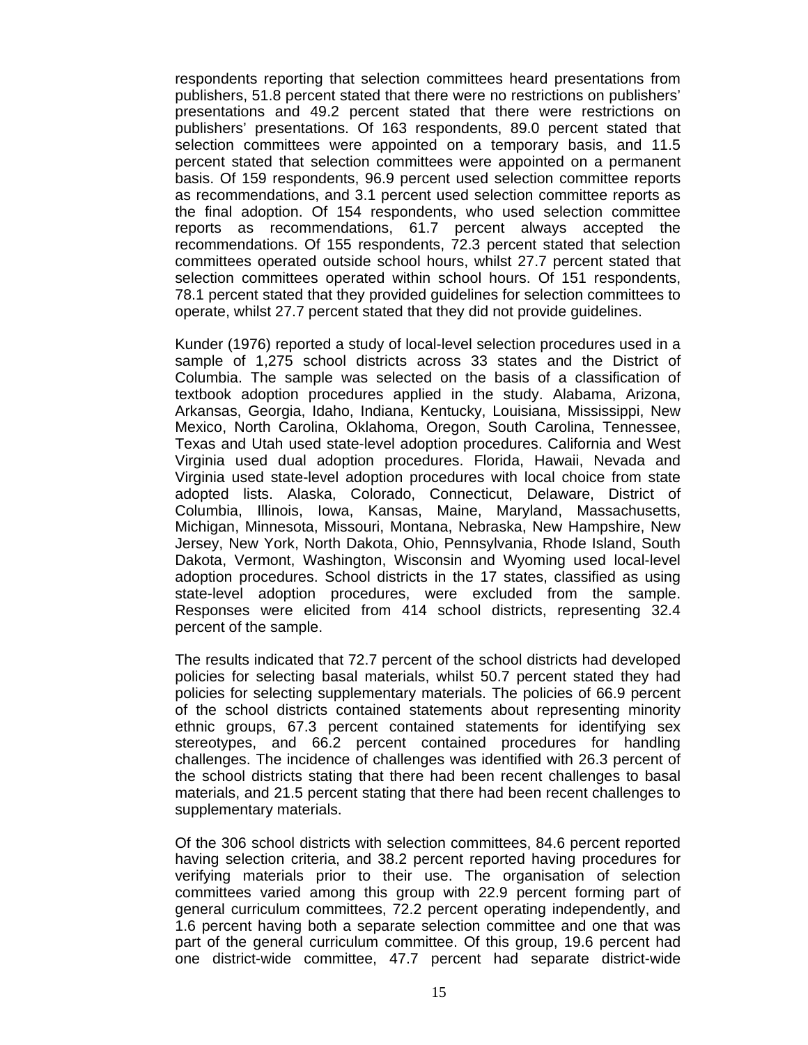respondents reporting that selection committees heard presentations from publishers, 51.8 percent stated that there were no restrictions on publishers' presentations and 49.2 percent stated that there were restrictions on publishers' presentations. Of 163 respondents, 89.0 percent stated that selection committees were appointed on a temporary basis, and 11.5 percent stated that selection committees were appointed on a permanent basis. Of 159 respondents, 96.9 percent used selection committee reports as recommendations, and 3.1 percent used selection committee reports as the final adoption. Of 154 respondents, who used selection committee reports as recommendations, 61.7 percent always accepted the recommendations. Of 155 respondents, 72.3 percent stated that selection committees operated outside school hours, whilst 27.7 percent stated that selection committees operated within school hours. Of 151 respondents, 78.1 percent stated that they provided guidelines for selection committees to operate, whilst 27.7 percent stated that they did not provide guidelines.

Kunder (1976) reported a study of local-level selection procedures used in a sample of 1,275 school districts across 33 states and the District of Columbia. The sample was selected on the basis of a classification of textbook adoption procedures applied in the study. Alabama, Arizona, Arkansas, Georgia, Idaho, Indiana, Kentucky, Louisiana, Mississippi, New Mexico, North Carolina, Oklahoma, Oregon, South Carolina, Tennessee, Texas and Utah used state-level adoption procedures. California and West Virginia used dual adoption procedures. Florida, Hawaii, Nevada and Virginia used state-level adoption procedures with local choice from state adopted lists. Alaska, Colorado, Connecticut, Delaware, District of Columbia, Illinois, Iowa, Kansas, Maine, Maryland, Massachusetts, Michigan, Minnesota, Missouri, Montana, Nebraska, New Hampshire, New Jersey, New York, North Dakota, Ohio, Pennsylvania, Rhode Island, South Dakota, Vermont, Washington, Wisconsin and Wyoming used local-level adoption procedures. School districts in the 17 states, classified as using state-level adoption procedures, were excluded from the sample. Responses were elicited from 414 school districts, representing 32.4 percent of the sample.

The results indicated that 72.7 percent of the school districts had developed policies for selecting basal materials, whilst 50.7 percent stated they had policies for selecting supplementary materials. The policies of 66.9 percent of the school districts contained statements about representing minority ethnic groups, 67.3 percent contained statements for identifying sex stereotypes, and 66.2 percent contained procedures for handling challenges. The incidence of challenges was identified with 26.3 percent of the school districts stating that there had been recent challenges to basal materials, and 21.5 percent stating that there had been recent challenges to supplementary materials.

Of the 306 school districts with selection committees, 84.6 percent reported having selection criteria, and 38.2 percent reported having procedures for verifying materials prior to their use. The organisation of selection committees varied among this group with 22.9 percent forming part of general curriculum committees, 72.2 percent operating independently, and 1.6 percent having both a separate selection committee and one that was part of the general curriculum committee. Of this group, 19.6 percent had one district-wide committee, 47.7 percent had separate district-wide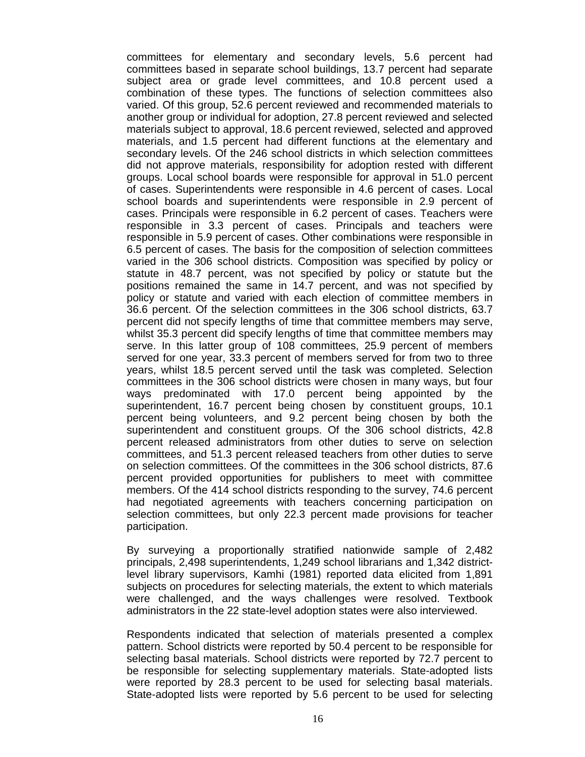committees for elementary and secondary levels, 5.6 percent had committees based in separate school buildings, 13.7 percent had separate subject area or grade level committees, and 10.8 percent used a combination of these types. The functions of selection committees also varied. Of this group, 52.6 percent reviewed and recommended materials to another group or individual for adoption, 27.8 percent reviewed and selected materials subject to approval, 18.6 percent reviewed, selected and approved materials, and 1.5 percent had different functions at the elementary and secondary levels. Of the 246 school districts in which selection committees did not approve materials, responsibility for adoption rested with different groups. Local school boards were responsible for approval in 51.0 percent of cases. Superintendents were responsible in 4.6 percent of cases. Local school boards and superintendents were responsible in 2.9 percent of cases. Principals were responsible in 6.2 percent of cases. Teachers were responsible in 3.3 percent of cases. Principals and teachers were responsible in 5.9 percent of cases. Other combinations were responsible in 6.5 percent of cases. The basis for the composition of selection committees varied in the 306 school districts. Composition was specified by policy or statute in 48.7 percent, was not specified by policy or statute but the positions remained the same in 14.7 percent, and was not specified by policy or statute and varied with each election of committee members in 36.6 percent. Of the selection committees in the 306 school districts, 63.7 percent did not specify lengths of time that committee members may serve, whilst 35.3 percent did specify lengths of time that committee members may serve. In this latter group of 108 committees, 25.9 percent of members served for one year, 33.3 percent of members served for from two to three years, whilst 18.5 percent served until the task was completed. Selection committees in the 306 school districts were chosen in many ways, but four ways predominated with 17.0 percent being appointed by the superintendent, 16.7 percent being chosen by constituent groups, 10.1 percent being volunteers, and 9.2 percent being chosen by both the superintendent and constituent groups. Of the 306 school districts, 42.8 percent released administrators from other duties to serve on selection committees, and 51.3 percent released teachers from other duties to serve on selection committees. Of the committees in the 306 school districts, 87.6 percent provided opportunities for publishers to meet with committee members. Of the 414 school districts responding to the survey, 74.6 percent had negotiated agreements with teachers concerning participation on selection committees, but only 22.3 percent made provisions for teacher participation.

By surveying a proportionally stratified nationwide sample of 2,482 principals, 2,498 superintendents, 1,249 school librarians and 1,342 district-level library supervisors, Kamhi (1981) reported data elicited from 1,891 subjects on procedures for selecting materials, the extent to which materials were challenged, and the ways challenges were resolved. Textbook administrators in the 22 state-level adoption states were also interviewed.

Respondents indicated that selection of materials presented a complex pattern. School districts were reported by 50.4 percent to be responsible for selecting basal materials. School districts were reported by 72.7 percent to be responsible for selecting supplementary materials. State-adopted lists were reported by 28.3 percent to be used for selecting basal materials. State-adopted lists were reported by 5.6 percent to be used for selecting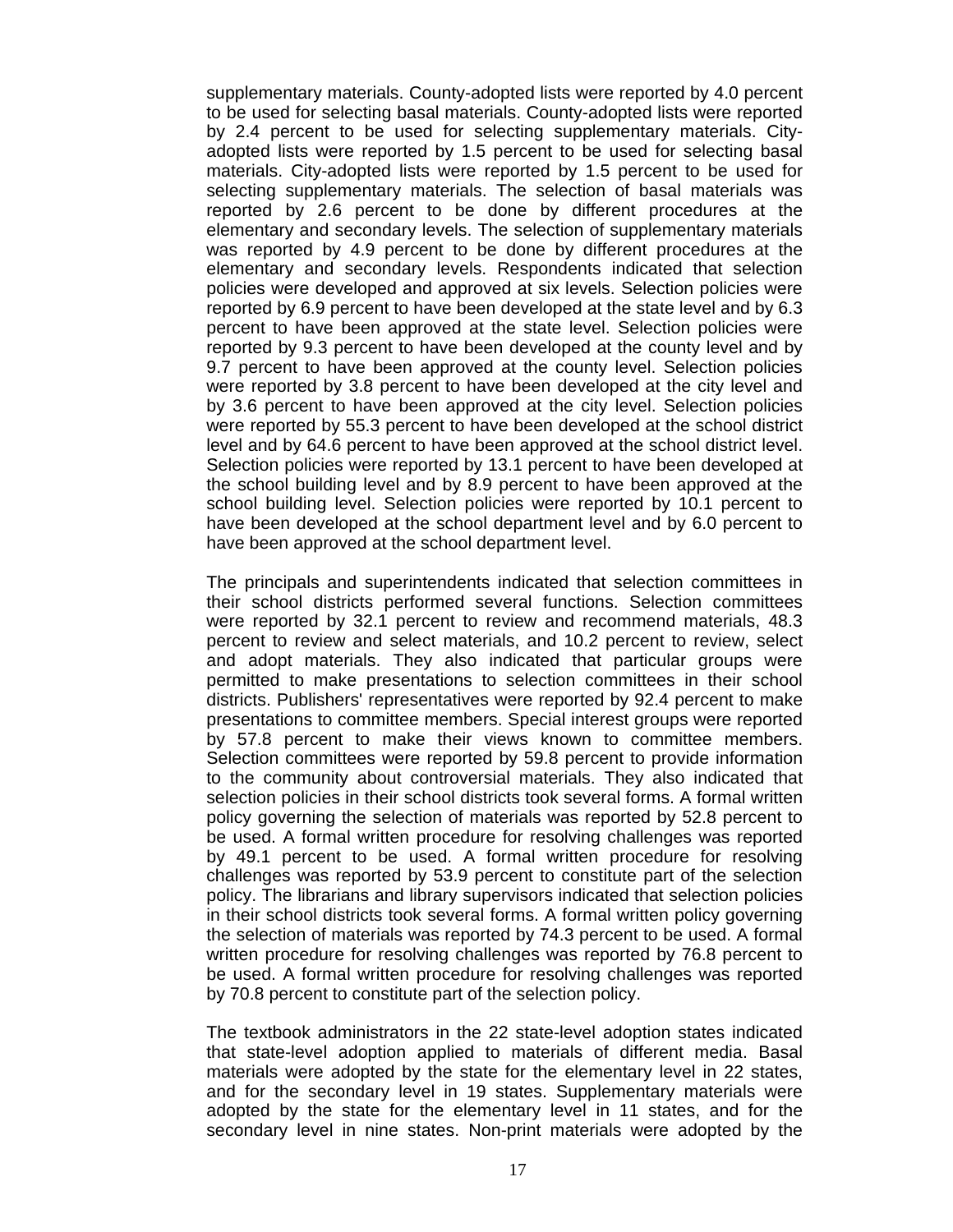supplementary materials. County-adopted lists were reported by 4.0 percent to be used for selecting basal materials. County-adopted lists were reported by 2.4 percent to be used for selecting supplementary materials. City-adopted lists were reported by 1.5 percent to be used for selecting basal materials. City-adopted lists were reported by 1.5 percent to be used for selecting supplementary materials. The selection of basal materials was reported by 2.6 percent to be done by different procedures at the elementary and secondary levels. The selection of supplementary materials was reported by 4.9 percent to be done by different procedures at the elementary and secondary levels. Respondents indicated that selection policies were developed and approved at six levels. Selection policies were reported by 6.9 percent to have been developed at the state level and by 6.3 percent to have been approved at the state level. Selection policies were reported by 9.3 percent to have been developed at the county level and by 9.7 percent to have been approved at the county level. Selection policies were reported by 3.8 percent to have been developed at the city level and by 3.6 percent to have been approved at the city level. Selection policies were reported by 55.3 percent to have been developed at the school district level and by 64.6 percent to have been approved at the school district level. Selection policies were reported by 13.1 percent to have been developed at the school building level and by 8.9 percent to have been approved at the school building level. Selection policies were reported by 10.1 percent to have been developed at the school department level and by 6.0 percent to have been approved at the school department level.

The principals and superintendents indicated that selection committees in their school districts performed several functions. Selection committees were reported by 32.1 percent to review and recommend materials, 48.3 percent to review and select materials, and 10.2 percent to review, select and adopt materials. They also indicated that particular groups were permitted to make presentations to selection committees in their school districts. Publishers' representatives were reported by 92.4 percent to make presentations to committee members. Special interest groups were reported by 57.8 percent to make their views known to committee members. Selection committees were reported by 59.8 percent to provide information to the community about controversial materials. They also indicated that selection policies in their school districts took several forms. A formal written policy governing the selection of materials was reported by 52.8 percent to be used. A formal written procedure for resolving challenges was reported by 49.1 percent to be used. A formal written procedure for resolving challenges was reported by 53.9 percent to constitute part of the selection policy. The librarians and library supervisors indicated that selection policies in their school districts took several forms. A formal written policy governing the selection of materials was reported by 74.3 percent to be used. A formal written procedure for resolving challenges was reported by 76.8 percent to be used. A formal written procedure for resolving challenges was reported by 70.8 percent to constitute part of the selection policy.

The textbook administrators in the 22 state-level adoption states indicated that state-level adoption applied to materials of different media. Basal materials were adopted by the state for the elementary level in 22 states, and for the secondary level in 19 states. Supplementary materials were adopted by the state for the elementary level in 11 states, and for the secondary level in nine states. Non-print materials were adopted by the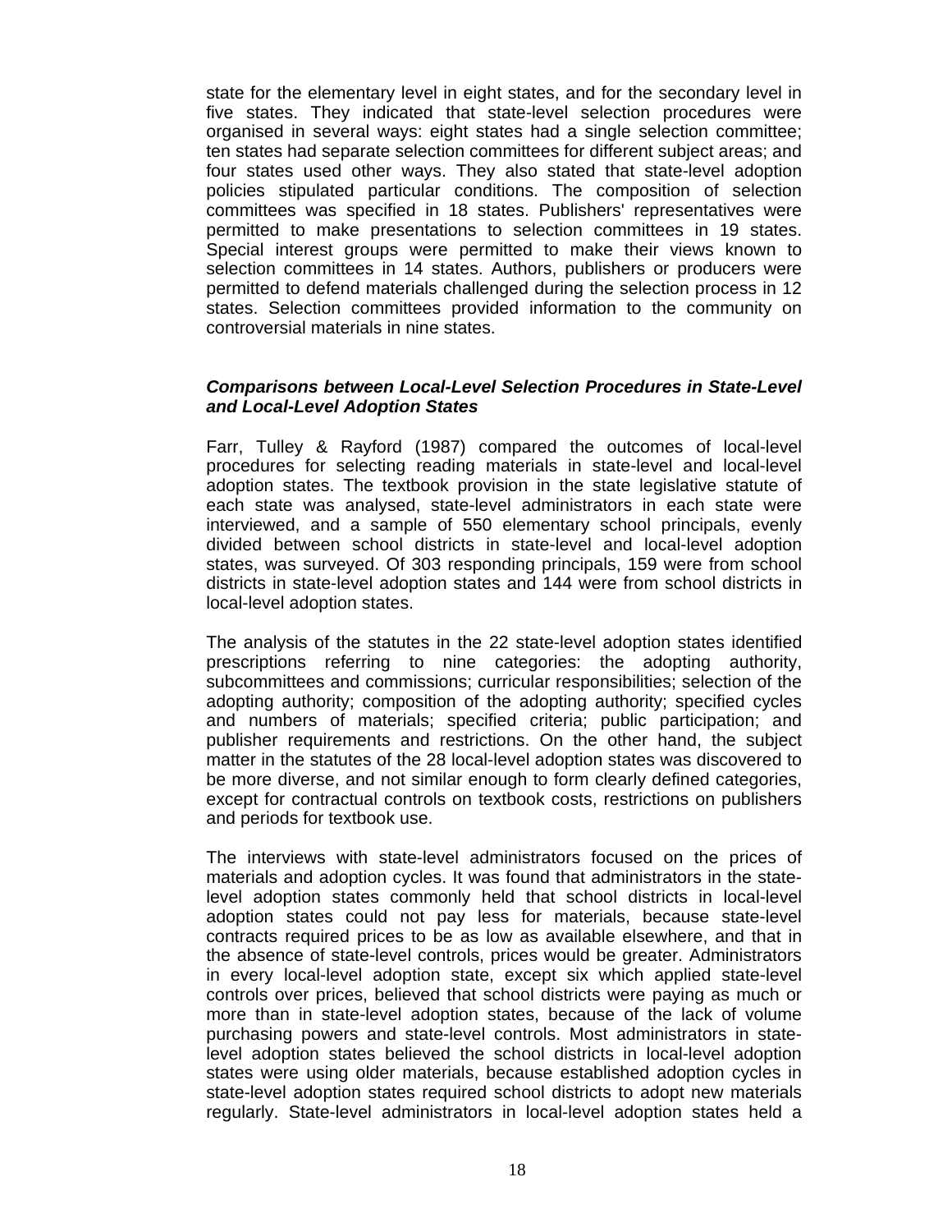state for the elementary level in eight states, and for the secondary level in five states. They indicated that state-level selection procedures were organised in several ways: eight states had a single selection committee; ten states had separate selection committees for different subject areas; and four states used other ways. They also stated that state-level adoption policies stipulated particular conditions. The composition of selection committees was specified in 18 states. Publishers' representatives were permitted to make presentations to selection committees in 19 states. Special interest groups were permitted to make their views known to selection committees in 14 states. Authors, publishers or producers were permitted to defend materials challenged during the selection process in 12 states. Selection committees provided information to the community on controversial materials in nine states.

### ***Comparisons between Local-Level Selection Procedures in State-Level and Local-Level Adoption States***

Farr, Tulley & Rayford (1987) compared the outcomes of local-level procedures for selecting reading materials in state-level and local-level adoption states. The textbook provision in the state legislative statute of each state was analysed, state-level administrators in each state were interviewed, and a sample of 550 elementary school principals, evenly divided between school districts in state-level and local-level adoption states, was surveyed. Of 303 responding principals, 159 were from school districts in state-level adoption states and 144 were from school districts in local-level adoption states.

The analysis of the statutes in the 22 state-level adoption states identified prescriptions referring to nine categories: the adopting authority, subcommittees and commissions; curricular responsibilities; selection of the adopting authority; composition of the adopting authority; specified cycles and numbers of materials; specified criteria; public participation; and publisher requirements and restrictions. On the other hand, the subject matter in the statutes of the 28 local-level adoption states was discovered to be more diverse, and not similar enough to form clearly defined categories, except for contractual controls on textbook costs, restrictions on publishers and periods for textbook use.

The interviews with state-level administrators focused on the prices of materials and adoption cycles. It was found that administrators in the state-level adoption states commonly held that school districts in local-level adoption states could not pay less for materials, because state-level contracts required prices to be as low as available elsewhere, and that in the absence of state-level controls, prices would be greater. Administrators in every local-level adoption state, except six which applied state-level controls over prices, believed that school districts were paying as much or more than in state-level adoption states, because of the lack of volume purchasing powers and state-level controls. Most administrators in state-level adoption states believed the school districts in local-level adoption states were using older materials, because established adoption cycles in state-level adoption states required school districts to adopt new materials regularly. State-level administrators in local-level adoption states held a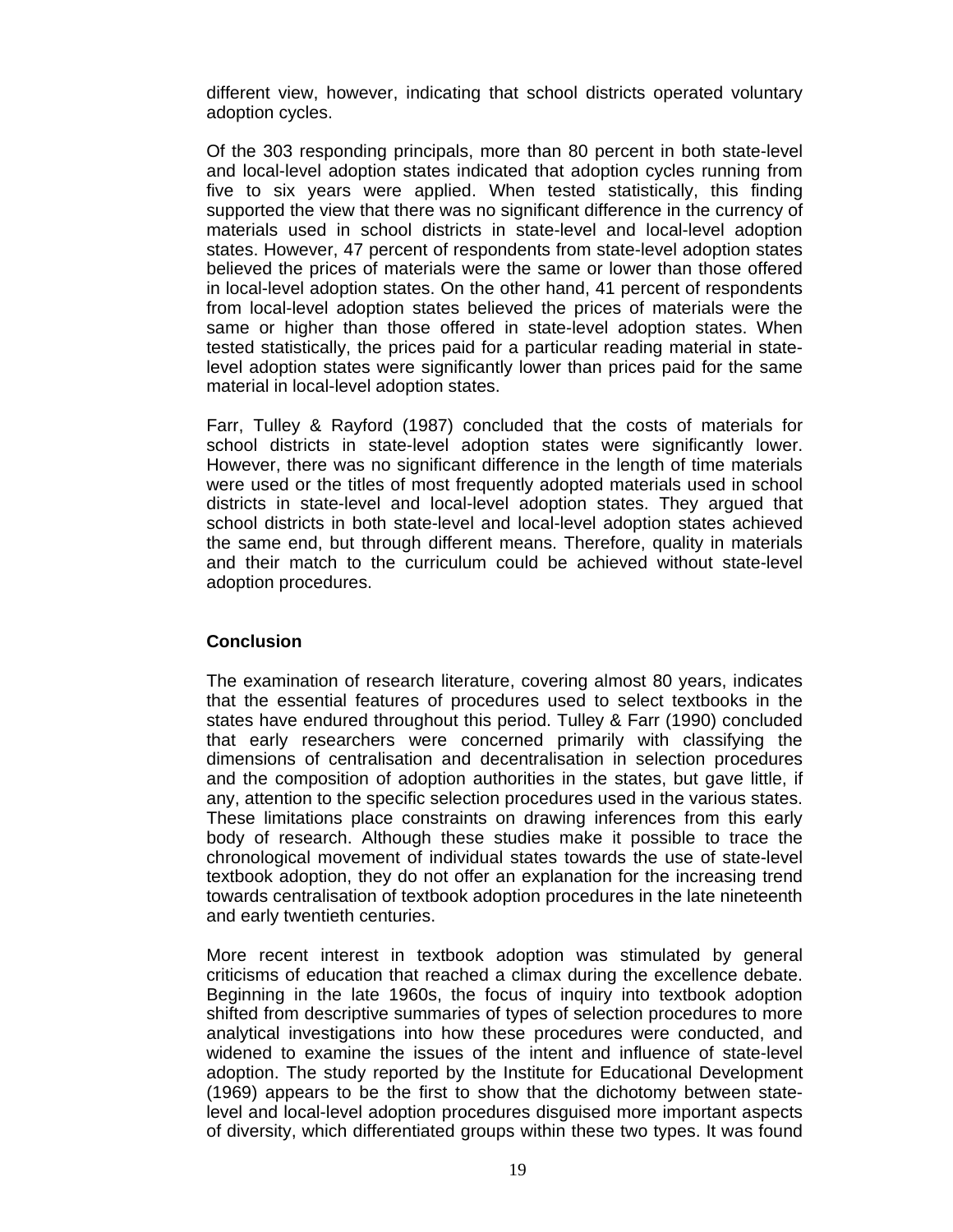different view, however, indicating that school districts operated voluntary adoption cycles.

Of the 303 responding principals, more than 80 percent in both state-level and local-level adoption states indicated that adoption cycles running from five to six years were applied. When tested statistically, this finding supported the view that there was no significant difference in the currency of materials used in school districts in state-level and local-level adoption states. However, 47 percent of respondents from state-level adoption states believed the prices of materials were the same or lower than those offered in local-level adoption states. On the other hand, 41 percent of respondents from local-level adoption states believed the prices of materials were the same or higher than those offered in state-level adoption states. When tested statistically, the prices paid for a particular reading material in state-level adoption states were significantly lower than prices paid for the same material in local-level adoption states.

Farr, Tulley & Rayford (1987) concluded that the costs of materials for school districts in state-level adoption states were significantly lower. However, there was no significant difference in the length of time materials were used or the titles of most frequently adopted materials used in school districts in state-level and local-level adoption states. They argued that school districts in both state-level and local-level adoption states achieved the same end, but through different means. Therefore, quality in materials and their match to the curriculum could be achieved without state-level adoption procedures.

## Conclusion

The examination of research literature, covering almost 80 years, indicates that the essential features of procedures used to select textbooks in the states have endured throughout this period. Tulley & Farr (1990) concluded that early researchers were concerned primarily with classifying the dimensions of centralisation and decentralisation in selection procedures and the composition of adoption authorities in the states, but gave little, if any, attention to the specific selection procedures used in the various states. These limitations place constraints on drawing inferences from this early body of research. Although these studies make it possible to trace the chronological movement of individual states towards the use of state-level textbook adoption, they do not offer an explanation for the increasing trend towards centralisation of textbook adoption procedures in the late nineteenth and early twentieth centuries.

More recent interest in textbook adoption was stimulated by general criticisms of education that reached a climax during the excellence debate. Beginning in the late 1960s, the focus of inquiry into textbook adoption shifted from descriptive summaries of types of selection procedures to more analytical investigations into how these procedures were conducted, and widened to examine the issues of the intent and influence of state-level adoption. The study reported by the Institute for Educational Development (1969) appears to be the first to show that the dichotomy between state-level and local-level adoption procedures disguised more important aspects of diversity, which differentiated groups within these two types. It was found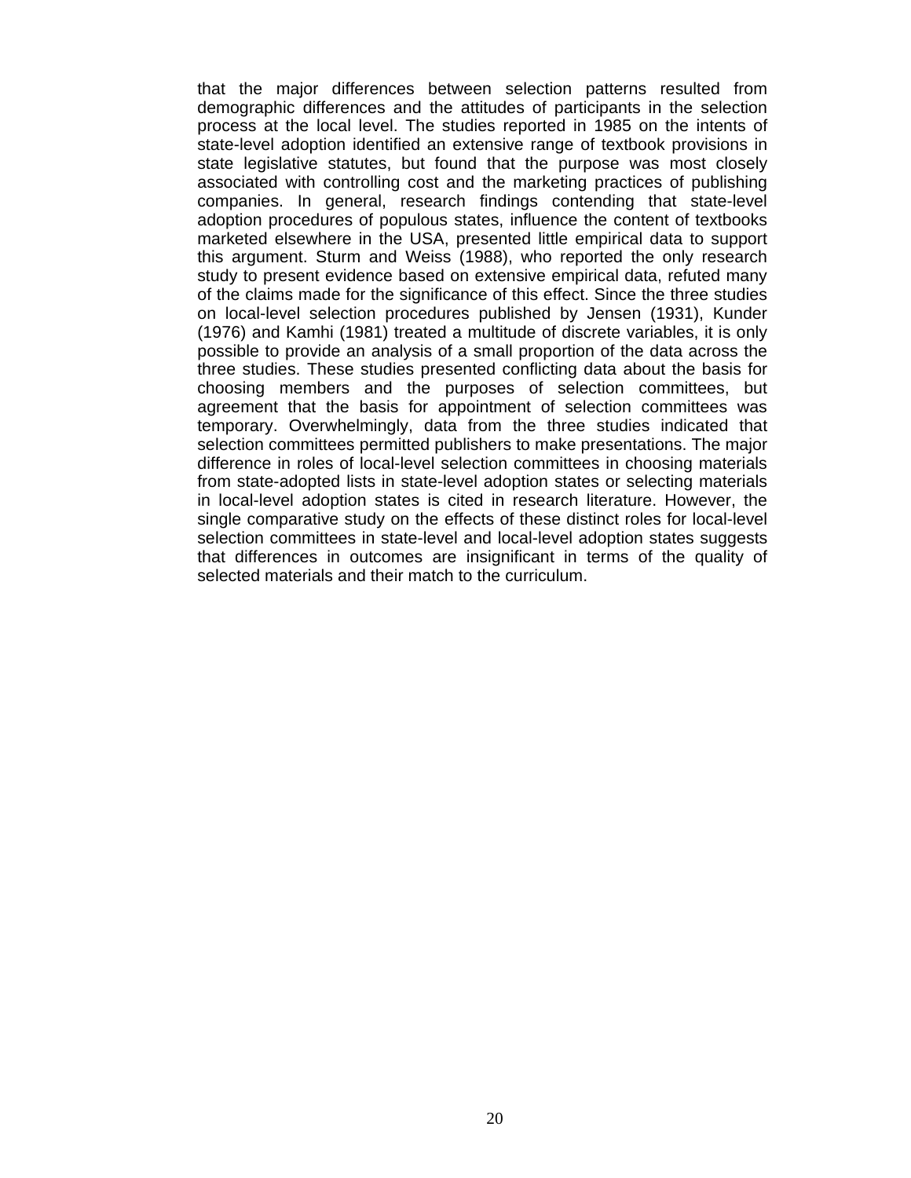that the major differences between selection patterns resulted from demographic differences and the attitudes of participants in the selection process at the local level. The studies reported in 1985 on the intents of state-level adoption identified an extensive range of textbook provisions in state legislative statutes, but found that the purpose was most closely associated with controlling cost and the marketing practices of publishing companies. In general, research findings contending that state-level adoption procedures of populous states, influence the content of textbooks marketed elsewhere in the USA, presented little empirical data to support this argument. Sturm and Weiss (1988), who reported the only research study to present evidence based on extensive empirical data, refuted many of the claims made for the significance of this effect. Since the three studies on local-level selection procedures published by Jensen (1931), Kunder (1976) and Kamhi (1981) treated a multitude of discrete variables, it is only possible to provide an analysis of a small proportion of the data across the three studies. These studies presented conflicting data about the basis for choosing members and the purposes of selection committees, but agreement that the basis for appointment of selection committees was temporary. Overwhelmingly, data from the three studies indicated that selection committees permitted publishers to make presentations. The major difference in roles of local-level selection committees in choosing materials from state-adopted lists in state-level adoption states or selecting materials in local-level adoption states is cited in research literature. However, the single comparative study on the effects of these distinct roles for local-level selection committees in state-level and local-level adoption states suggests that differences in outcomes are insignificant in terms of the quality of selected materials and their match to the curriculum.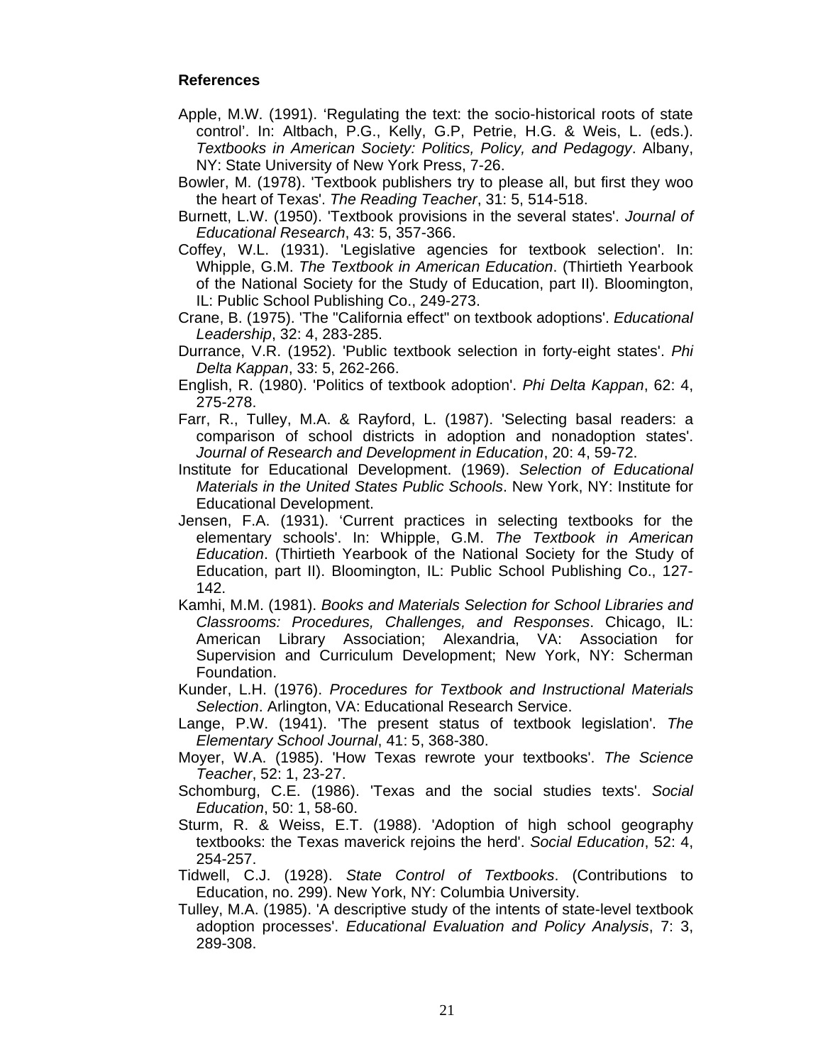**References**

Apple, M.W. (1991). ‘Regulating the text: the socio-historical roots of state control’. In: Altbach, P.G., Kelly, G.P, Petrie, H.G. & Weis, L. (eds.). *Textbooks in American Society: Politics, Policy, and Pedagogy*. Albany, NY: State University of New York Press, 7-26.

Bowler, M. (1978). 'Textbook publishers try to please all, but first they woo the heart of Texas'. *The Reading Teacher*, 31: 5, 514-518.

Burnett, L.W. (1950). 'Textbook provisions in the several states'. *Journal of Educational Research*, 43: 5, 357-366.

Coffey, W.L. (1931). 'Legislative agencies for textbook selection'. In: Whipple, G.M. *The Textbook in American Education*. (Thirtieth Yearbook of the National Society for the Study of Education, part II). Bloomington, IL: Public School Publishing Co., 249-273.

Crane, B. (1975). 'The "California effect" on textbook adoptions'. *Educational Leadership*, 32: 4, 283-285.

Durrance, V.R. (1952). 'Public textbook selection in forty-eight states'. *Phi Delta Kappan*, 33: 5, 262-266.

English, R. (1980). 'Politics of textbook adoption'. *Phi Delta Kappan*, 62: 4, 275-278.

Farr, R., Tulley, M.A. & Rayford, L. (1987). 'Selecting basal readers: a comparison of school districts in adoption and nonadoption states'. *Journal of Research and Development in Education*, 20: 4, 59-72.

Institute for Educational Development. (1969). *Selection of Educational Materials in the United States Public Schools*. New York, NY: Institute for Educational Development.

Jensen, F.A. (1931). ‘Current practices in selecting textbooks for the elementary schools'. In: Whipple, G.M. *The Textbook in American Education*. (Thirtieth Yearbook of the National Society for the Study of Education, part II). Bloomington, IL: Public School Publishing Co., 127-142.

Kamhi, M.M. (1981). *Books and Materials Selection for School Libraries and Classrooms: Procedures, Challenges, and Responses*. Chicago, IL: American Library Association; Alexandria, VA: Association for Supervision and Curriculum Development; New York, NY: Scherman Foundation.

Kunder, L.H. (1976). *Procedures for Textbook and Instructional Materials Selection*. Arlington, VA: Educational Research Service.

Lange, P.W. (1941). 'The present status of textbook legislation'. *The Elementary School Journal*, 41: 5, 368-380.

Moyer, W.A. (1985). 'How Texas rewrote your textbooks'. *The Science Teacher*, 52: 1, 23-27.

Schomburg, C.E. (1986). 'Texas and the social studies texts'. *Social Education*, 50: 1, 58-60.

Sturm, R. & Weiss, E.T. (1988). 'Adoption of high school geography textbooks: the Texas maverick rejoins the herd'. *Social Education*, 52: 4, 254-257.

Tidwell, C.J. (1928). *State Control of Textbooks*. (Contributions to Education, no. 299). New York, NY: Columbia University.

Tulley, M.A. (1985). 'A descriptive study of the intents of state-level textbook adoption processes'. *Educational Evaluation and Policy Analysis*, 7: 3, 289-308.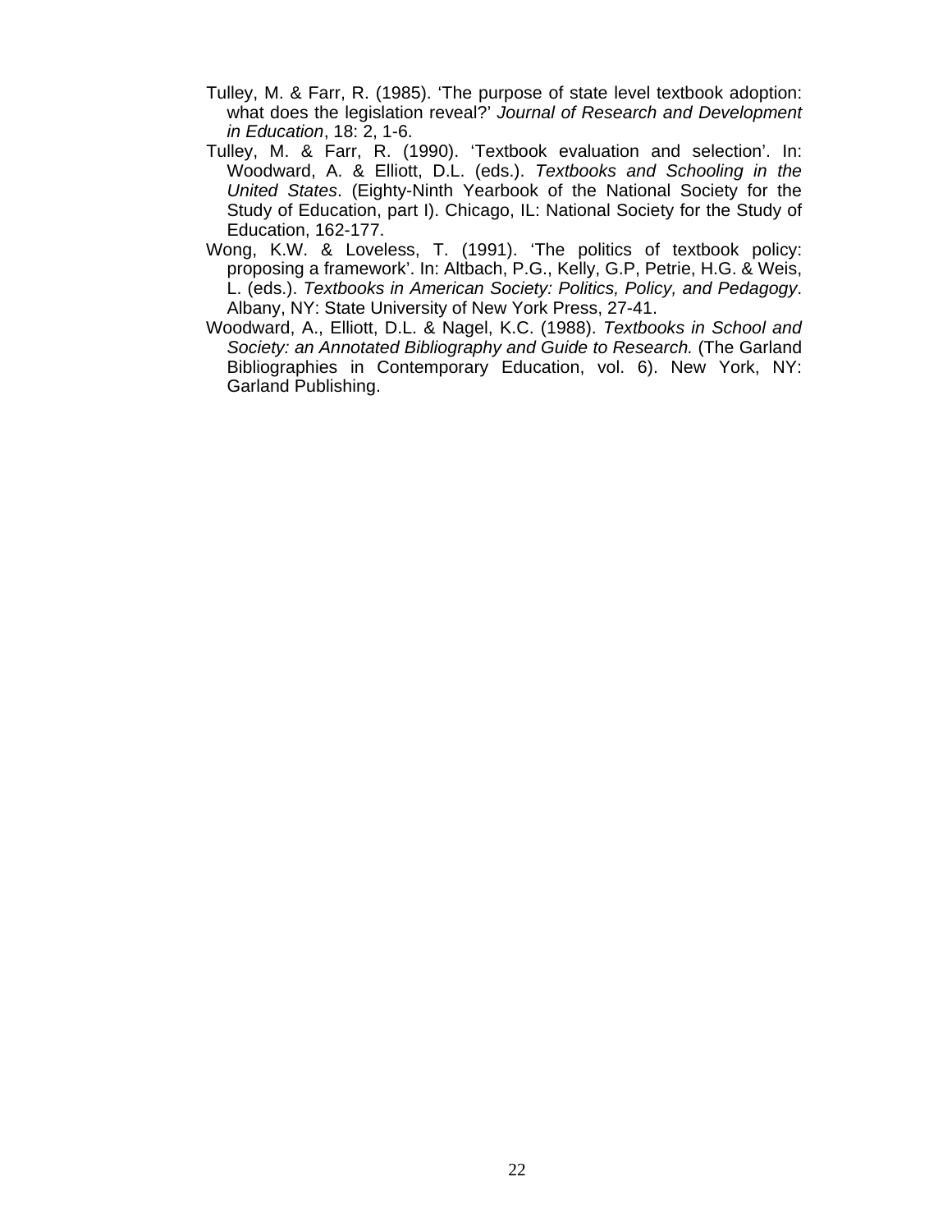Tulley, M. & Farr, R. (1985). ‘The purpose of state level textbook adoption: what does the legislation reveal?’ *Journal of Research and Development in Education*, 18: 2, 1-6.

Tulley, M. & Farr, R. (1990). ‘Textbook evaluation and selection’. In: Woodward, A. & Elliott, D.L. (eds.). *Textbooks and Schooling in the United States*. (Eighty-Ninth Yearbook of the National Society for the Study of Education, part I). Chicago, IL: National Society for the Study of Education, 162-177.

Wong, K.W. & Loveless, T. (1991). ‘The politics of textbook policy: proposing a framework’. In: Altbach, P.G., Kelly, G.P, Petrie, H.G. & Weis, L. (eds.). *Textbooks in American Society: Politics, Policy, and Pedagogy*. Albany, NY: State University of New York Press, 27-41.

Woodward, A., Elliott, D.L. & Nagel, K.C. (1988). *Textbooks in School and Society: an Annotated Bibliography and Guide to Research.* (The Garland Bibliographies in Contemporary Education, vol. 6). New York, NY: Garland Publishing.